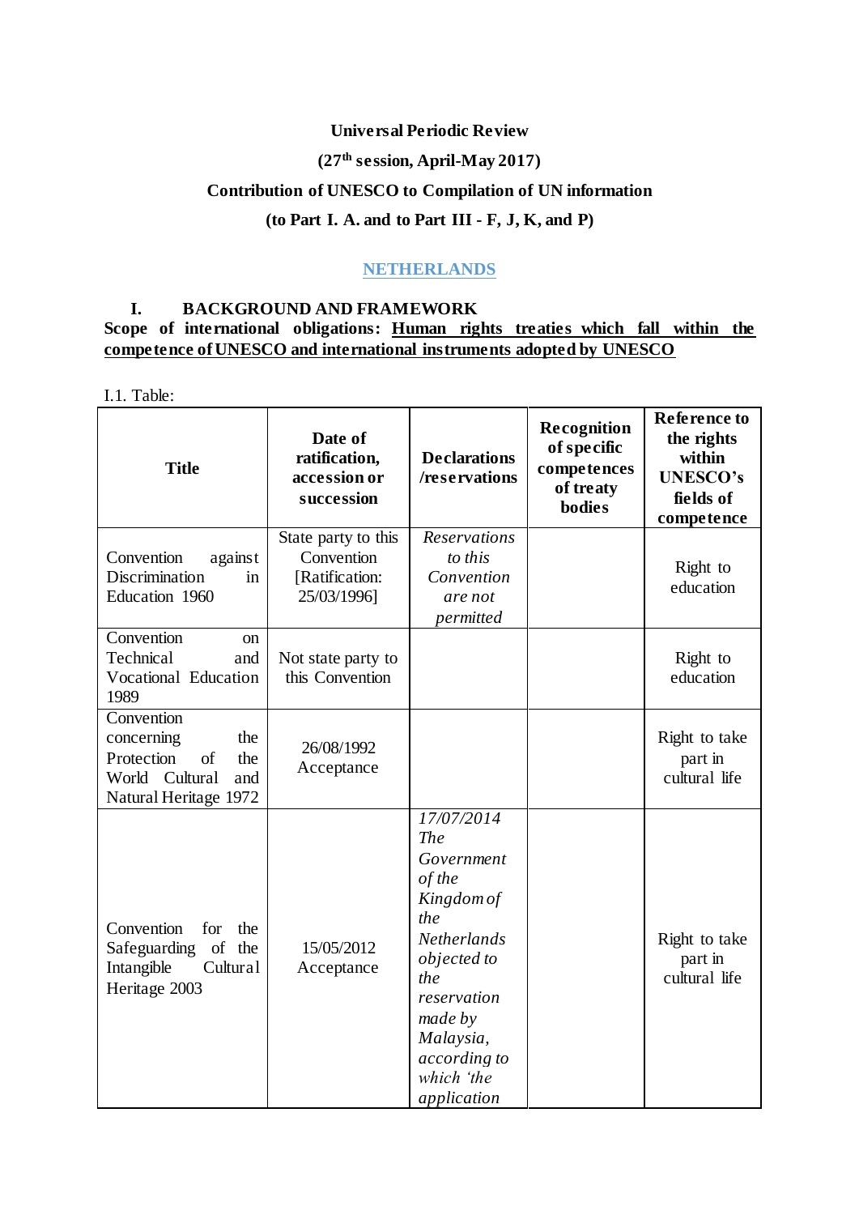**Universal Periodic Review**

**(27th session, April-May 2017)**

**Contribution of UNESCO to Compilation of UN information**

**(to Part I. A. and to Part III - F, J, K, and P)**

**NETHERLANDS**

## I. BACKGROUND AND FRAMEWORK

**Scope of international obligations: Human rights treaties which fall within the competence of UNESCO and international instruments adopted by UNESCO**

I.1. Table:

| Title | Date of ratification, accession or succession | Declarations /reservations | Recognition of specific competences of treaty bodies | Reference to the rights within UNESCO's fields of competence |
|---|---|---|---|---|
| Convention against Discrimination in Education 1960 | State party to this Convention [Ratification: 25/03/1996] | *Reservations to this Convention are not permitted* | | Right to education |
| Convention on Technical and Vocational Education 1989 | Not state party to this Convention | | | Right to education |
| Convention concerning the Protection of the World Cultural and Natural Heritage 1972 | 26/08/1992 Acceptance | | | Right to take part in cultural life |
| Convention for the Safeguarding of the Intangible Cultural Heritage 2003 | 15/05/2012 Acceptance | *17/07/2014 The Government of the Kingdom of the Netherlands objected to the reservation made by Malaysia, according to which 'the application* | | Right to take part in cultural life |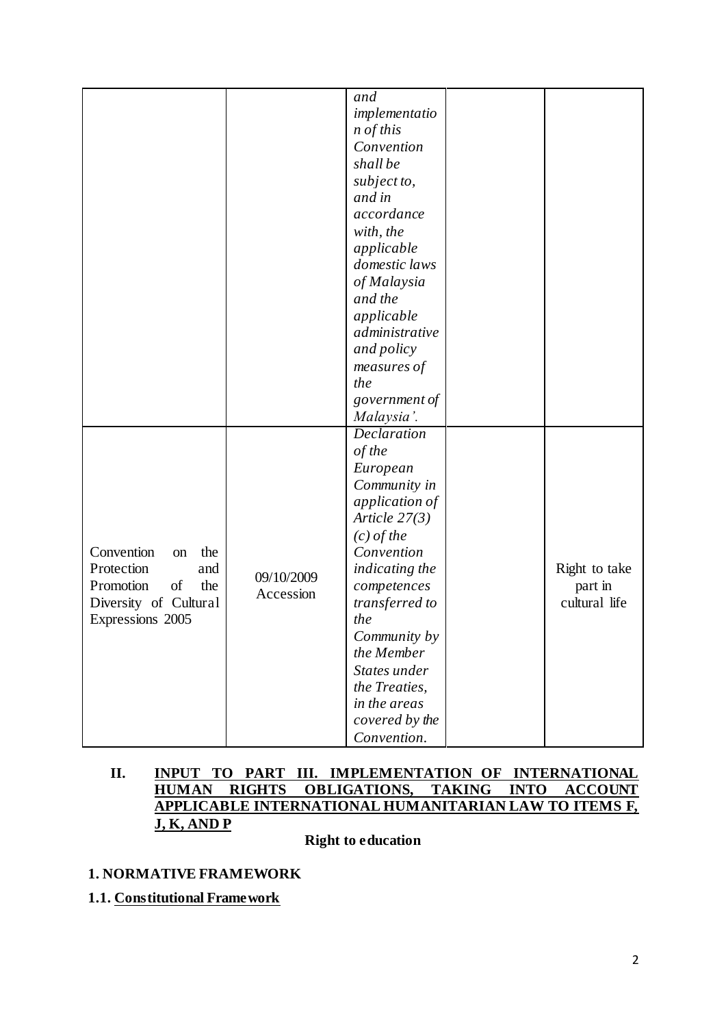| | | | | |
|---|---|---|---|---|
| | | *and implementation of this Convention shall be subject to, and in accordance with, the applicable domestic laws of Malaysia and the applicable administrative and policy measures of the government of Malaysia'.* | | |
| Convention on the Protection and Promotion of the Diversity of Cultural Expressions 2005 | 09/10/2009 Accession | *Declaration of the European Community in application of Article 27(3) (c) of the Convention indicating the competences transferred to the Community by the Member States under the Treaties, in the areas covered by the Convention.* | | Right to take part in cultural life |

## II. INPUT TO PART III. IMPLEMENTATION OF INTERNATIONAL HUMAN RIGHTS OBLIGATIONS, TAKING INTO ACCOUNT APPLICABLE INTERNATIONAL HUMANITARIAN LAW TO ITEMS F, J, K, AND P

**Right to education**

### 1. NORMATIVE FRAMEWORK

#### 1.1. Constitutional Framework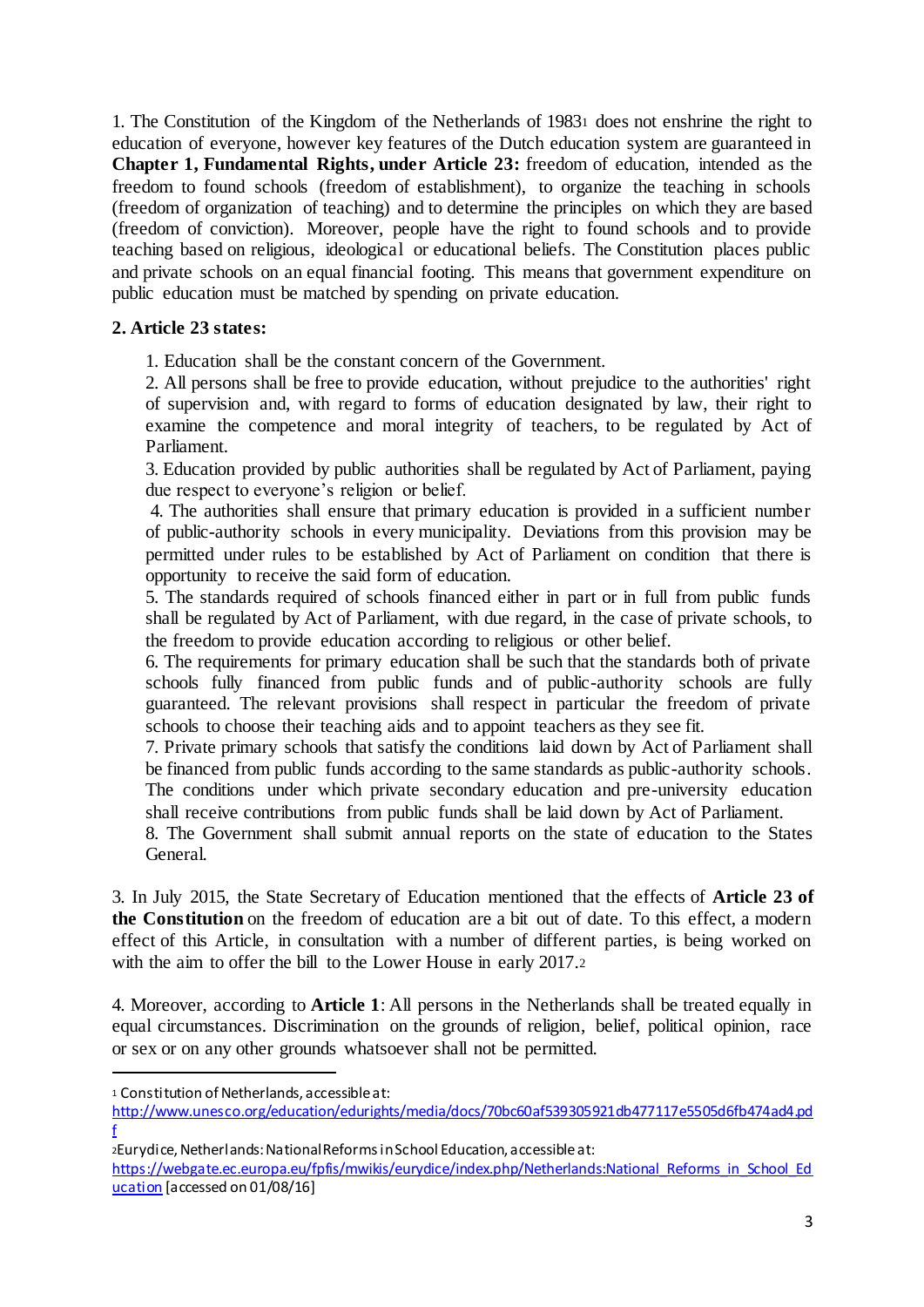1. The Constitution of the Kingdom of the Netherlands of 1983[1] does not enshrine the right to education of everyone, however key features of the Dutch education system are guaranteed in **Chapter 1, Fundamental Rights, under Article 23:** freedom of education, intended as the freedom to found schools (freedom of establishment), to organize the teaching in schools (freedom of organization of teaching) and to determine the principles on which they are based (freedom of conviction). Moreover, people have the right to found schools and to provide teaching based on religious, ideological or educational beliefs. The Constitution places public and private schools on an equal financial footing. This means that government expenditure on public education must be matched by spending on private education.

**2. Article 23 states:**

1. Education shall be the constant concern of the Government.
2. All persons shall be free to provide education, without prejudice to the authorities' right of supervision and, with regard to forms of education designated by law, their right to examine the competence and moral integrity of teachers, to be regulated by Act of Parliament.
3. Education provided by public authorities shall be regulated by Act of Parliament, paying due respect to everyone's religion or belief.
4. The authorities shall ensure that primary education is provided in a sufficient number of public-authority schools in every municipality. Deviations from this provision may be permitted under rules to be established by Act of Parliament on condition that there is opportunity to receive the said form of education.
5. The standards required of schools financed either in part or in full from public funds shall be regulated by Act of Parliament, with due regard, in the case of private schools, to the freedom to provide education according to religious or other belief.
6. The requirements for primary education shall be such that the standards both of private schools fully financed from public funds and of public-authority schools are fully guaranteed. The relevant provisions shall respect in particular the freedom of private schools to choose their teaching aids and to appoint teachers as they see fit.
7. Private primary schools that satisfy the conditions laid down by Act of Parliament shall be financed from public funds according to the same standards as public-authority schools. The conditions under which private secondary education and pre-university education shall receive contributions from public funds shall be laid down by Act of Parliament.
8. The Government shall submit annual reports on the state of education to the States General.

3. In July 2015, the State Secretary of Education mentioned that the effects of **Article 23 of the Constitution** on the freedom of education are a bit out of date. To this effect, a modern effect of this Article, in consultation with a number of different parties, is being worked on with the aim to offer the bill to the Lower House in early 2017.[2]

4. Moreover, according to **Article 1**: All persons in the Netherlands shall be treated equally in equal circumstances. Discrimination on the grounds of religion, belief, political opinion, race or sex or on any other grounds whatsoever shall not be permitted.

---

[1] Constitution of Netherlands, accessible at: http://www.unesco.org/education/edurights/media/docs/70bc60af539305921db477117e5505d6fb474ad4.pdf

[2] Eurydice, Netherlands: National Reforms in School Education, accessible at: https://webgate.ec.europa.eu/fpfis/mwikis/eurydice/index.php/Netherlands:National_Reforms_in_School_Education [accessed on 01/08/16]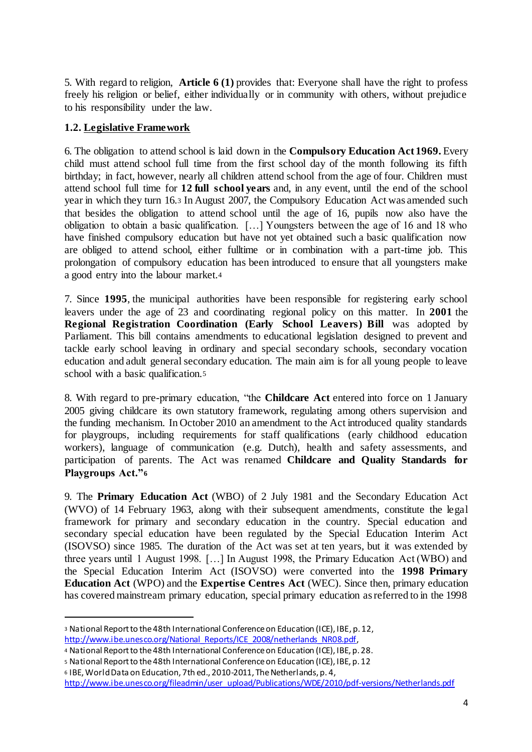5. With regard to religion, **Article 6 (1)** provides that: Everyone shall have the right to profess freely his religion or belief, either individually or in community with others, without prejudice to his responsibility under the law.

### 1.2. Legislative Framework

6. The obligation to attend school is laid down in the **Compulsory Education Act 1969.** Every child must attend school full time from the first school day of the month following its fifth birthday; in fact, however, nearly all children attend school from the age of four. Children must attend school full time for **12 full school years** and, in any event, until the end of the school year in which they turn 16.[3] In August 2007, the Compulsory Education Act was amended such that besides the obligation to attend school until the age of 16, pupils now also have the obligation to obtain a basic qualification. […] Youngsters between the age of 16 and 18 who have finished compulsory education but have not yet obtained such a basic qualification now are obliged to attend school, either fulltime or in combination with a part-time job. This prolongation of compulsory education has been introduced to ensure that all youngsters make a good entry into the labour market.[4]

7. Since **1995**, the municipal authorities have been responsible for registering early school leavers under the age of 23 and coordinating regional policy on this matter. In **2001** the **Regional Registration Coordination (Early School Leavers) Bill** was adopted by Parliament. This bill contains amendments to educational legislation designed to prevent and tackle early school leaving in ordinary and special secondary schools, secondary vocation education and adult general secondary education. The main aim is for all young people to leave school with a basic qualification.[5]

8. With regard to pre-primary education, "the **Childcare Act** entered into force on 1 January 2005 giving childcare its own statutory framework, regulating among others supervision and the funding mechanism. In October 2010 an amendment to the Act introduced quality standards for playgroups, including requirements for staff qualifications (early childhood education workers), language of communication (e.g. Dutch), health and safety assessments, and participation of parents. The Act was renamed **Childcare and Quality Standards for Playgroups Act."**[6]

9. The **Primary Education Act** (WBO) of 2 July 1981 and the Secondary Education Act (WVO) of 14 February 1963, along with their subsequent amendments, constitute the legal framework for primary and secondary education in the country. Special education and secondary special education have been regulated by the Special Education Interim Act (ISOVSO) since 1985. The duration of the Act was set at ten years, but it was extended by three years until 1 August 1998. […] In August 1998, the Primary Education Act (WBO) and the Special Education Interim Act (ISOVSO) were converted into the **1998 Primary Education Act** (WPO) and the **Expertise Centres Act** (WEC). Since then, primary education has covered mainstream primary education, special primary education as referred to in the 1998

---

[3] National Report to the 48th International Conference on Education (ICE), IBE, p. 12, http://www.ibe.unesco.org/National_Reports/ICE_2008/netherlands_NR08.pdf,

[4] National Report to the 48th International Conference on Education (ICE), IBE, p. 28.

[5] National Report to the 48th International Conference on Education (ICE), IBE, p. 12

[6] IBE, World Data on Education, 7th ed., 2010-2011, The Netherlands, p. 4, http://www.ibe.unesco.org/fileadmin/user_upload/Publications/WDE/2010/pdf-versions/Netherlands.pdf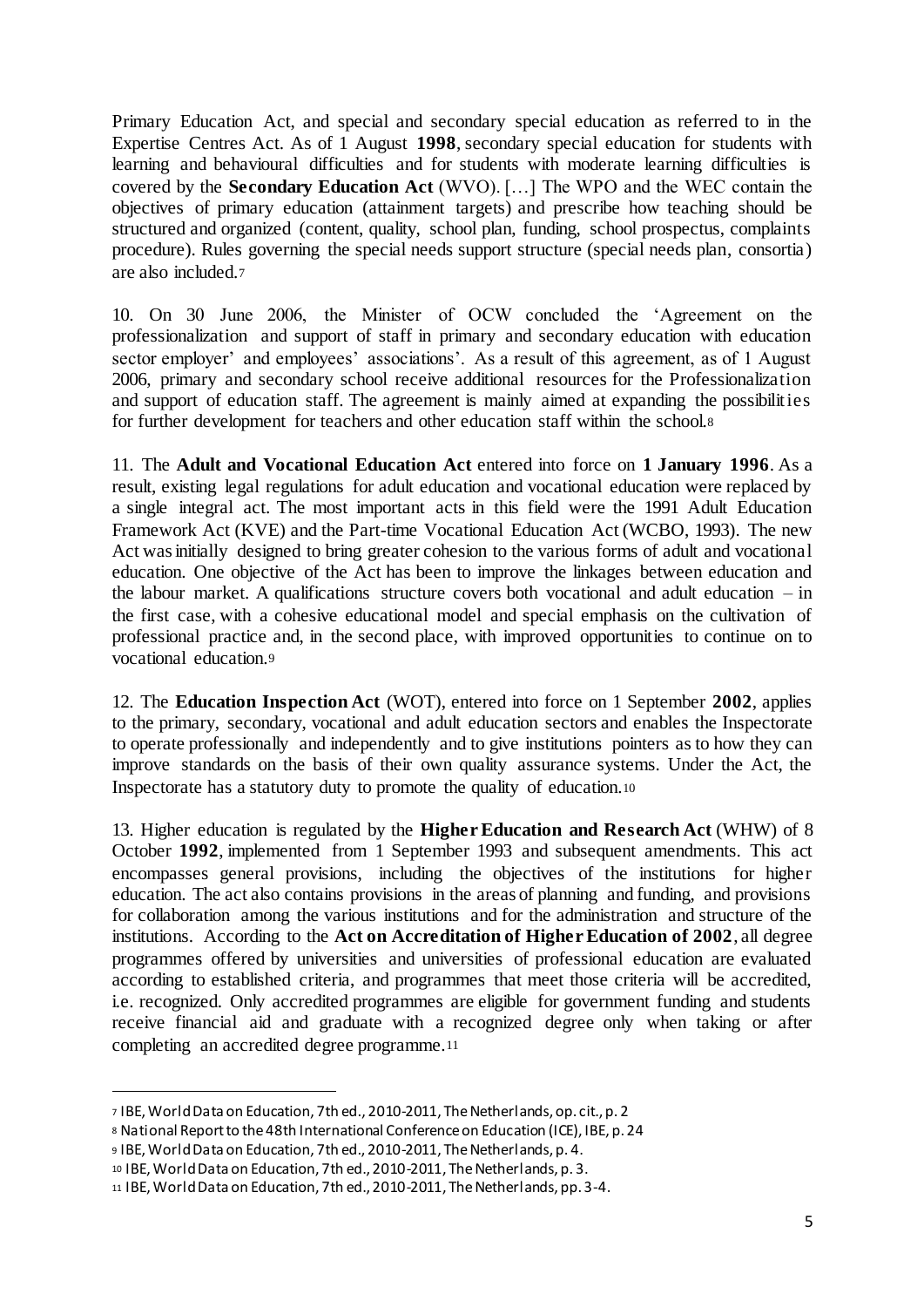Primary Education Act, and special and secondary special education as referred to in the Expertise Centres Act. As of 1 August **1998**, secondary special education for students with learning and behavioural difficulties and for students with moderate learning difficulties is covered by the **Secondary Education Act** (WVO). […] The WPO and the WEC contain the objectives of primary education (attainment targets) and prescribe how teaching should be structured and organized (content, quality, school plan, funding, school prospectus, complaints procedure). Rules governing the special needs support structure (special needs plan, consortia) are also included.[7]

10. On 30 June 2006, the Minister of OCW concluded the 'Agreement on the professionalization and support of staff in primary and secondary education with education sector employer' and employees' associations'. As a result of this agreement, as of 1 August 2006, primary and secondary school receive additional resources for the Professionalization and support of education staff. The agreement is mainly aimed at expanding the possibilities for further development for teachers and other education staff within the school.[8]

11. The **Adult and Vocational Education Act** entered into force on **1 January 1996**. As a result, existing legal regulations for adult education and vocational education were replaced by a single integral act. The most important acts in this field were the 1991 Adult Education Framework Act (KVE) and the Part-time Vocational Education Act (WCBO, 1993). The new Act was initially designed to bring greater cohesion to the various forms of adult and vocational education. One objective of the Act has been to improve the linkages between education and the labour market. A qualifications structure covers both vocational and adult education – in the first case, with a cohesive educational model and special emphasis on the cultivation of professional practice and, in the second place, with improved opportunities to continue on to vocational education.[9]

12. The **Education Inspection Act** (WOT), entered into force on 1 September **2002**, applies to the primary, secondary, vocational and adult education sectors and enables the Inspectorate to operate professionally and independently and to give institutions pointers as to how they can improve standards on the basis of their own quality assurance systems. Under the Act, the Inspectorate has a statutory duty to promote the quality of education.[10]

13. Higher education is regulated by the **Higher Education and Research Act** (WHW) of 8 October **1992**, implemented from 1 September 1993 and subsequent amendments. This act encompasses general provisions, including the objectives of the institutions for higher education. The act also contains provisions in the areas of planning and funding, and provisions for collaboration among the various institutions and for the administration and structure of the institutions. According to the **Act on Accreditation of Higher Education of 2002**, all degree programmes offered by universities and universities of professional education are evaluated according to established criteria, and programmes that meet those criteria will be accredited, i.e. recognized. Only accredited programmes are eligible for government funding and students receive financial aid and graduate with a recognized degree only when taking or after completing an accredited degree programme.[11]

---

[7] IBE, World Data on Education, 7th ed., 2010-2011, The Netherlands, op. cit., p. 2

[8] National Report to the 48th International Conference on Education (ICE), IBE, p. 24

[9] IBE, World Data on Education, 7th ed., 2010-2011, The Netherlands, p. 4.

[10] IBE, World Data on Education, 7th ed., 2010-2011, The Netherlands, p. 3.

[11] IBE, World Data on Education, 7th ed., 2010-2011, The Netherlands, pp. 3-4.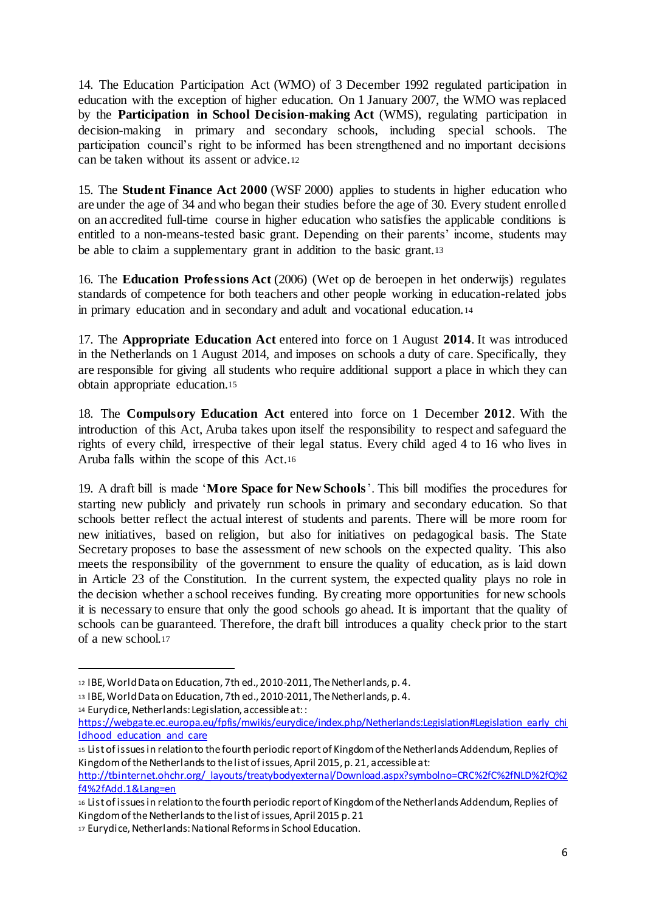14. The Education Participation Act (WMO) of 3 December 1992 regulated participation in education with the exception of higher education. On 1 January 2007, the WMO was replaced by the **Participation in School Decision-making Act** (WMS), regulating participation in decision-making in primary and secondary schools, including special schools. The participation council's right to be informed has been strengthened and no important decisions can be taken without its assent or advice.[12]

15. The **Student Finance Act 2000** (WSF 2000) applies to students in higher education who are under the age of 34 and who began their studies before the age of 30. Every student enrolled on an accredited full-time course in higher education who satisfies the applicable conditions is entitled to a non-means-tested basic grant. Depending on their parents' income, students may be able to claim a supplementary grant in addition to the basic grant.[13]

16. The **Education Professions Act** (2006) (Wet op de beroepen in het onderwijs) regulates standards of competence for both teachers and other people working in education-related jobs in primary education and in secondary and adult and vocational education.[14]

17. The **Appropriate Education Act** entered into force on 1 August **2014**. It was introduced in the Netherlands on 1 August 2014, and imposes on schools a duty of care. Specifically, they are responsible for giving all students who require additional support a place in which they can obtain appropriate education.[15]

18. The **Compulsory Education Act** entered into force on 1 December **2012**. With the introduction of this Act, Aruba takes upon itself the responsibility to respect and safeguard the rights of every child, irrespective of their legal status. Every child aged 4 to 16 who lives in Aruba falls within the scope of this Act.[16]

19. A draft bill is made '**More Space for New Schools**'. This bill modifies the procedures for starting new publicly and privately run schools in primary and secondary education. So that schools better reflect the actual interest of students and parents. There will be more room for new initiatives, based on religion, but also for initiatives on pedagogical basis. The State Secretary proposes to base the assessment of new schools on the expected quality. This also meets the responsibility of the government to ensure the quality of education, as is laid down in Article 23 of the Constitution. In the current system, the expected quality plays no role in the decision whether a school receives funding. By creating more opportunities for new schools it is necessary to ensure that only the good schools go ahead. It is important that the quality of schools can be guaranteed. Therefore, the draft bill introduces a quality check prior to the start of a new school.[17]

---

[12] IBE, World Data on Education, 7th ed., 2010-2011, The Netherlands, p. 4.

[13] IBE, World Data on Education, 7th ed., 2010-2011, The Netherlands, p. 4.

[14] Eurydice, Netherlands: Legislation, accessible at: : https://webgate.ec.europa.eu/fpfis/mwikis/eurydice/index.php/Netherlands:Legislation#Legislation_early_childhood_education_and_care

[15] List of issues in relation to the fourth periodic report of Kingdom of the Netherlands Addendum, Replies of Kingdom of the Netherlands to the list of issues, April 2015, p. 21, accessible at: http://tbinternet.ohchr.org/_layouts/treatybodyexternal/Download.aspx?symbolno=CRC%2fC%2fNLD%2fQ%2f4%2fAdd.1&Lang=en

[16] List of issues in relation to the fourth periodic report of Kingdom of the Netherlands Addendum, Replies of Kingdom of the Netherlands to the list of issues, April 2015 p. 21

[17] Eurydice, Netherlands: National Reforms in School Education.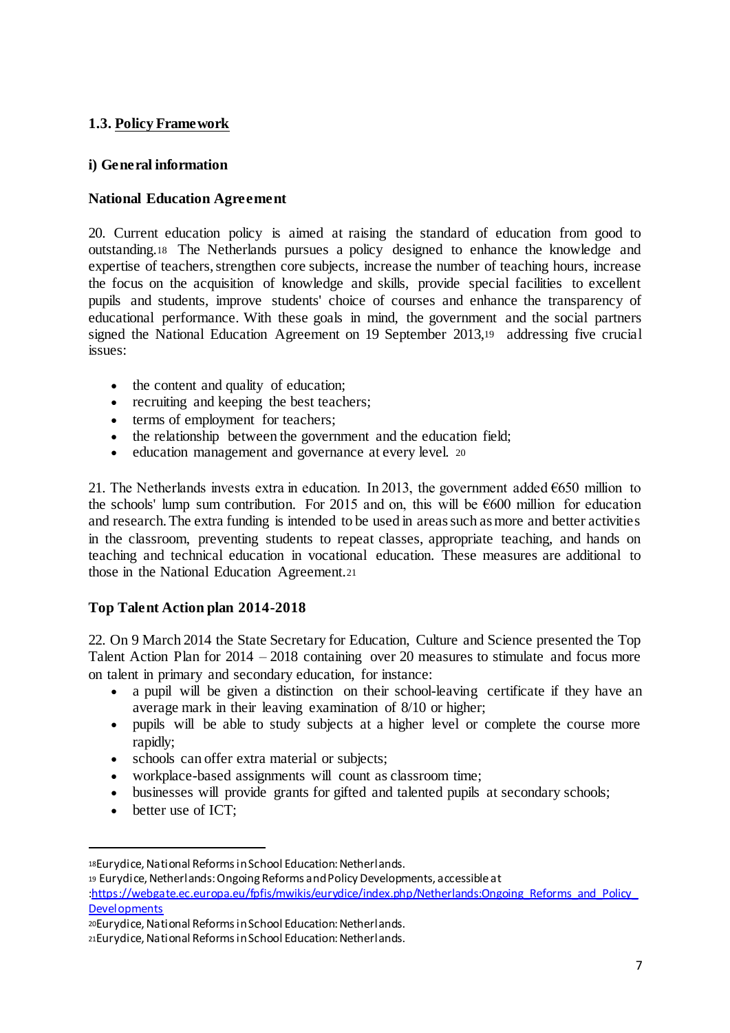### 1.3. Policy Framework

#### i) General information

**National Education Agreement**

20. Current education policy is aimed at raising the standard of education from good to outstanding.[18] The Netherlands pursues a policy designed to enhance the knowledge and expertise of teachers, strengthen core subjects, increase the number of teaching hours, increase the focus on the acquisition of knowledge and skills, provide special facilities to excellent pupils and students, improve students' choice of courses and enhance the transparency of educational performance. With these goals in mind, the government and the social partners signed the National Education Agreement on 19 September 2013,[19] addressing five crucial issues:

- the content and quality of education;
- recruiting and keeping the best teachers;
- terms of employment for teachers;
- the relationship between the government and the education field;
- education management and governance at every level. [20]

21. The Netherlands invests extra in education. In 2013, the government added €650 million to the schools' lump sum contribution. For 2015 and on, this will be €600 million for education and research. The extra funding is intended to be used in areas such as more and better activities in the classroom, preventing students to repeat classes, appropriate teaching, and hands on teaching and technical education in vocational education. These measures are additional to those in the National Education Agreement.[21]

**Top Talent Action plan 2014-2018**

22. On 9 March 2014 the State Secretary for Education, Culture and Science presented the Top Talent Action Plan for 2014 – 2018 containing over 20 measures to stimulate and focus more on talent in primary and secondary education, for instance:

- a pupil will be given a distinction on their school-leaving certificate if they have an average mark in their leaving examination of 8/10 or higher;
- pupils will be able to study subjects at a higher level or complete the course more rapidly;
- schools can offer extra material or subjects;
- workplace-based assignments will count as classroom time;
- businesses will provide grants for gifted and talented pupils at secondary schools;
- better use of ICT;

---

[18] Eurydice, National Reforms in School Education: Netherlands.

[19] Eurydice, Netherlands: Ongoing Reforms and Policy Developments, accessible at :https://webgate.ec.europa.eu/fpfis/mwikis/eurydice/index.php/Netherlands:Ongoing_Reforms_and_Policy_Developments

[20] Eurydice, National Reforms in School Education: Netherlands.

[21] Eurydice, National Reforms in School Education: Netherlands.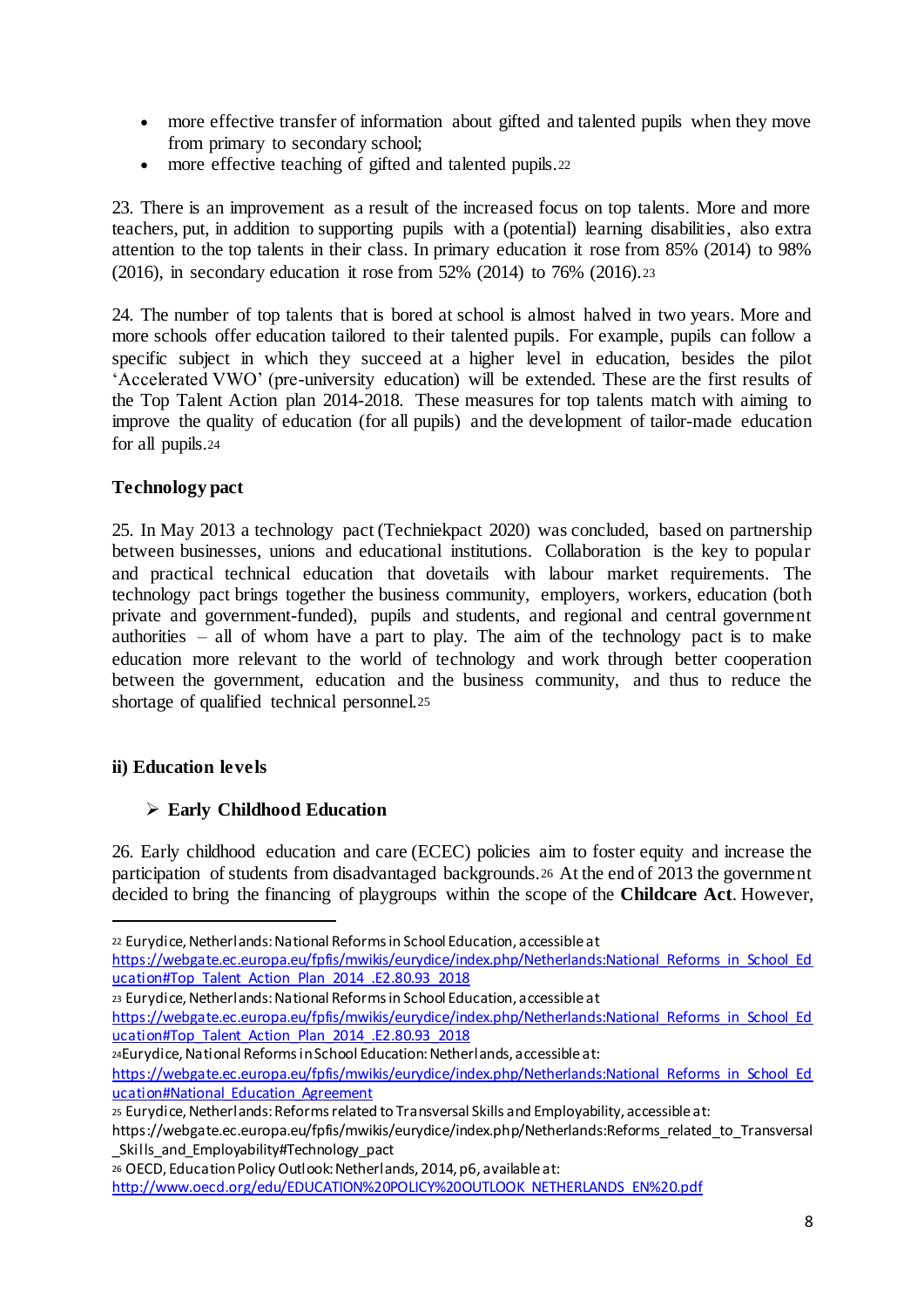- more effective transfer of information about gifted and talented pupils when they move from primary to secondary school;
- more effective teaching of gifted and talented pupils.[22]

23. There is an improvement as a result of the increased focus on top talents. More and more teachers, put, in addition to supporting pupils with a (potential) learning disabilities, also extra attention to the top talents in their class. In primary education it rose from 85% (2014) to 98% (2016), in secondary education it rose from 52% (2014) to 76% (2016).[23]

24. The number of top talents that is bored at school is almost halved in two years. More and more schools offer education tailored to their talented pupils. For example, pupils can follow a specific subject in which they succeed at a higher level in education, besides the pilot 'Accelerated VWO' (pre-university education) will be extended. These are the first results of the Top Talent Action plan 2014-2018. These measures for top talents match with aiming to improve the quality of education (for all pupils) and the development of tailor-made education for all pupils.[24]

**Technology pact**

25. In May 2013 a technology pact (Techniekpact 2020) was concluded, based on partnership between businesses, unions and educational institutions. Collaboration is the key to popular and practical technical education that dovetails with labour market requirements. The technology pact brings together the business community, employers, workers, education (both private and government-funded), pupils and students, and regional and central government authorities – all of whom have a part to play. The aim of the technology pact is to make education more relevant to the world of technology and work through better cooperation between the government, education and the business community, and thus to reduce the shortage of qualified technical personnel.[25]

**ii) Education levels**

- **Early Childhood Education**

26. Early childhood education and care (ECEC) policies aim to foster equity and increase the participation of students from disadvantaged backgrounds.[26] At the end of 2013 the government decided to bring the financing of playgroups within the scope of the **Childcare Act**. However,

---

[22] Eurydice, Netherlands: National Reforms in School Education, accessible at https://webgate.ec.europa.eu/fpfis/mwikis/eurydice/index.php/Netherlands:National_Reforms_in_School_Education#Top_Talent_Action_Plan_2014_.E2.80.93_2018

[23] Eurydice, Netherlands: National Reforms in School Education, accessible at https://webgate.ec.europa.eu/fpfis/mwikis/eurydice/index.php/Netherlands:National_Reforms_in_School_Education#Top_Talent_Action_Plan_2014_.E2.80.93_2018

[24] Eurydice, National Reforms in School Education: Netherlands, accessible at: https://webgate.ec.europa.eu/fpfis/mwikis/eurydice/index.php/Netherlands:National_Reforms_in_School_Education#National_Education_Agreement

[25] Eurydice, Netherlands: Reforms related to Transversal Skills and Employability, accessible at: https://webgate.ec.europa.eu/fpfis/mwikis/eurydice/index.php/Netherlands:Reforms_related_to_Transversal_Skills_and_Employability#Technology_pact

[26] OECD, Education Policy Outlook: Netherlands, 2014, p6, available at: http://www.oecd.org/edu/EDUCATION%20POLICY%20OUTLOOK_NETHERLANDS_EN%20.pdf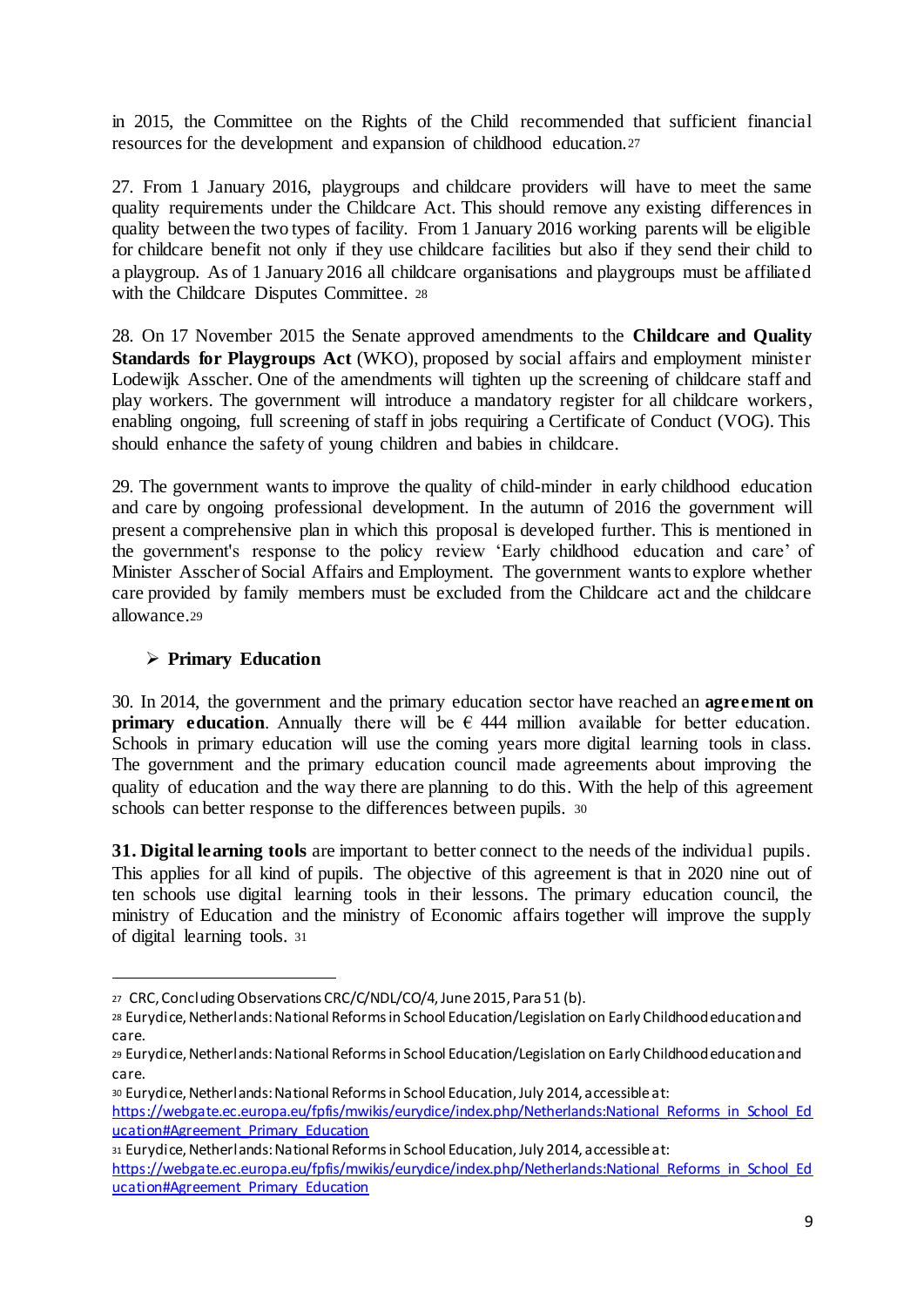in 2015, the Committee on the Rights of the Child recommended that sufficient financial resources for the development and expansion of childhood education.[27]

27. From 1 January 2016, playgroups and childcare providers will have to meet the same quality requirements under the Childcare Act. This should remove any existing differences in quality between the two types of facility. From 1 January 2016 working parents will be eligible for childcare benefit not only if they use childcare facilities but also if they send their child to a playgroup. As of 1 January 2016 all childcare organisations and playgroups must be affiliated with the Childcare Disputes Committee. [28]

28. On 17 November 2015 the Senate approved amendments to the **Childcare and Quality Standards for Playgroups Act** (WKO), proposed by social affairs and employment minister Lodewijk Asscher. One of the amendments will tighten up the screening of childcare staff and play workers. The government will introduce a mandatory register for all childcare workers, enabling ongoing, full screening of staff in jobs requiring a Certificate of Conduct (VOG). This should enhance the safety of young children and babies in childcare.

29. The government wants to improve the quality of child-minder in early childhood education and care by ongoing professional development. In the autumn of 2016 the government will present a comprehensive plan in which this proposal is developed further. This is mentioned in the government's response to the policy review 'Early childhood education and care' of Minister Asscher of Social Affairs and Employment. The government wants to explore whether care provided by family members must be excluded from the Childcare act and the childcare allowance.[29]

- **Primary Education**

30. In 2014, the government and the primary education sector have reached an **agreement on primary education**. Annually there will be € 444 million available for better education. Schools in primary education will use the coming years more digital learning tools in class. The government and the primary education council made agreements about improving the quality of education and the way there are planning to do this. With the help of this agreement schools can better response to the differences between pupils. [30]

**31. Digital learning tools** are important to better connect to the needs of the individual pupils. This applies for all kind of pupils. The objective of this agreement is that in 2020 nine out of ten schools use digital learning tools in their lessons. The primary education council, the ministry of Education and the ministry of Economic affairs together will improve the supply of digital learning tools. [31]

---

[27] CRC, Concluding Observations CRC/C/NDL/CO/4, June 2015, Para 51 (b).

[28] Eurydice, Netherlands: National Reforms in School Education/Legislation on Early Childhood education and care.

[29] Eurydice, Netherlands: National Reforms in School Education/Legislation on Early Childhood education and care.

[30] Eurydice, Netherlands: National Reforms in School Education, July 2014, accessible at: https://webgate.ec.europa.eu/fpfis/mwikis/eurydice/index.php/Netherlands:National_Reforms_in_School_Education#Agreement_Primary_Education

[31] Eurydice, Netherlands: National Reforms in School Education, July 2014, accessible at: https://webgate.ec.europa.eu/fpfis/mwikis/eurydice/index.php/Netherlands:National_Reforms_in_School_Education#Agreement_Primary_Education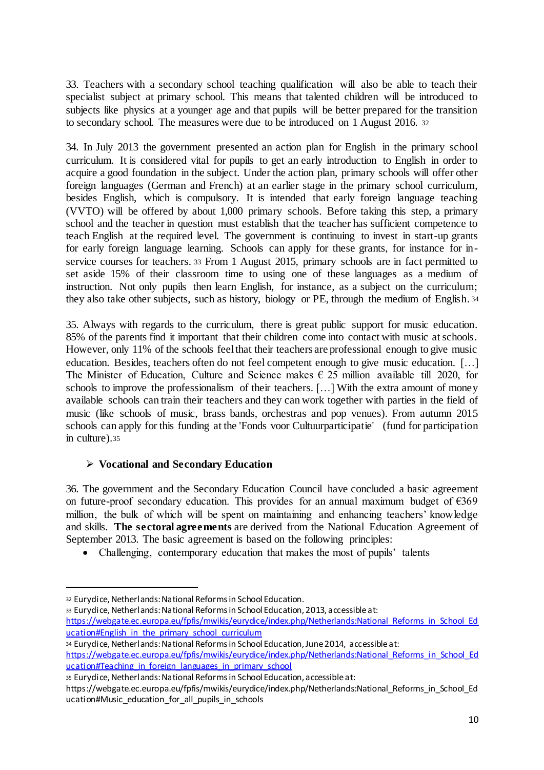33. Teachers with a secondary school teaching qualification will also be able to teach their specialist subject at primary school. This means that talented children will be introduced to subjects like physics at a younger age and that pupils will be better prepared for the transition to secondary school. The measures were due to be introduced on 1 August 2016. [32]

34. In July 2013 the government presented an action plan for English in the primary school curriculum. It is considered vital for pupils to get an early introduction to English in order to acquire a good foundation in the subject. Under the action plan, primary schools will offer other foreign languages (German and French) at an earlier stage in the primary school curriculum, besides English, which is compulsory. It is intended that early foreign language teaching (VVTO) will be offered by about 1,000 primary schools. Before taking this step, a primary school and the teacher in question must establish that the teacher has sufficient competence to teach English at the required level. The government is continuing to invest in start-up grants for early foreign language learning. Schools can apply for these grants, for instance for in-service courses for teachers. [33] From 1 August 2015, primary schools are in fact permitted to set aside 15% of their classroom time to using one of these languages as a medium of instruction. Not only pupils then learn English, for instance, as a subject on the curriculum; they also take other subjects, such as history, biology or PE, through the medium of English. [34]

35. Always with regards to the curriculum, there is great public support for music education. 85% of the parents find it important that their children come into contact with music at schools. However, only 11% of the schools feel that their teachers are professional enough to give music education. Besides, teachers often do not feel competent enough to give music education. […] The Minister of Education, Culture and Science makes € 25 million available till 2020, for schools to improve the professionalism of their teachers. […] With the extra amount of money available schools can train their teachers and they can work together with parties in the field of music (like schools of music, brass bands, orchestras and pop venues). From autumn 2015 schools can apply for this funding at the 'Fonds voor Cultuurparticipatie' (fund for participation in culture).[35]

- **Vocational and Secondary Education**

36. The government and the Secondary Education Council have concluded a basic agreement on future-proof secondary education. This provides for an annual maximum budget of €369 million, the bulk of which will be spent on maintaining and enhancing teachers' knowledge and skills. **The sectoral agreements** are derived from the National Education Agreement of September 2013. The basic agreement is based on the following principles:

- Challenging, contemporary education that makes the most of pupils' talents

---

[32] Eurydice, Netherlands: National Reforms in School Education.

[33] Eurydice, Netherlands: National Reforms in School Education, 2013, accessible at: https://webgate.ec.europa.eu/fpfis/mwikis/eurydice/index.php/Netherlands:National_Reforms_in_School_Education#English_in_the_primary_school_curriculum

[34] Eurydice, Netherlands: National Reforms in School Education, June 2014, accessible at: https://webgate.ec.europa.eu/fpfis/mwikis/eurydice/index.php/Netherlands:National_Reforms_in_School_Education#Teaching_in_foreign_languages_in_primary_school

[35] Eurydice, Netherlands: National Reforms in School Education, accessible at: https://webgate.ec.europa.eu/fpfis/mwikis/eurydice/index.php/Netherlands:National_Reforms_in_School_Education#Music_education_for_all_pupils_in_schools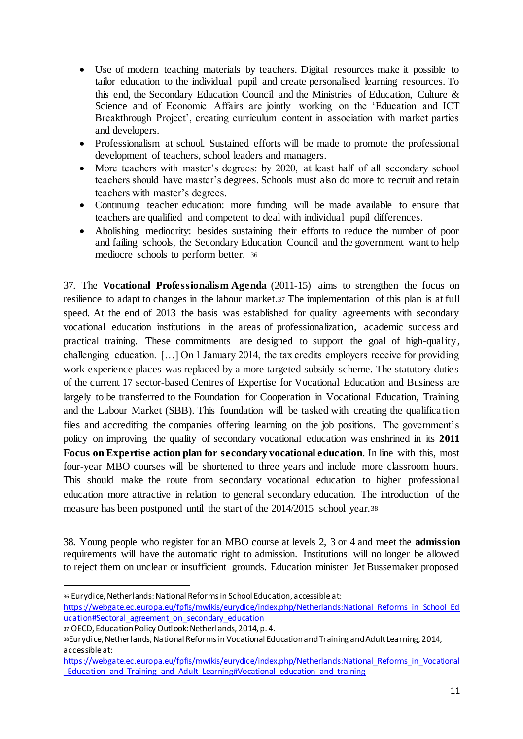- Use of modern teaching materials by teachers. Digital resources make it possible to tailor education to the individual pupil and create personalised learning resources. To this end, the Secondary Education Council and the Ministries of Education, Culture & Science and of Economic Affairs are jointly working on the 'Education and ICT Breakthrough Project', creating curriculum content in association with market parties and developers.
- Professionalism at school. Sustained efforts will be made to promote the professional development of teachers, school leaders and managers.
- More teachers with master's degrees: by 2020, at least half of all secondary school teachers should have master's degrees. Schools must also do more to recruit and retain teachers with master's degrees.
- Continuing teacher education: more funding will be made available to ensure that teachers are qualified and competent to deal with individual pupil differences.
- Abolishing mediocrity: besides sustaining their efforts to reduce the number of poor and failing schools, the Secondary Education Council and the government want to help mediocre schools to perform better. [36]

37. The **Vocational Professionalism Agenda** (2011-15) aims to strengthen the focus on resilience to adapt to changes in the labour market.[37] The implementation of this plan is at full speed. At the end of 2013 the basis was established for quality agreements with secondary vocational education institutions in the areas of professionalization, academic success and practical training. These commitments are designed to support the goal of high-quality, challenging education. […] On 1 January 2014, the tax credits employers receive for providing work experience places was replaced by a more targeted subsidy scheme. The statutory duties of the current 17 sector-based Centres of Expertise for Vocational Education and Business are largely to be transferred to the Foundation for Cooperation in Vocational Education, Training and the Labour Market (SBB). This foundation will be tasked with creating the qualification files and accrediting the companies offering learning on the job positions. The government's policy on improving the quality of secondary vocational education was enshrined in its **2011 Focus on Expertise action plan for secondary vocational education**. In line with this, most four-year MBO courses will be shortened to three years and include more classroom hours. This should make the route from secondary vocational education to higher professional education more attractive in relation to general secondary education. The introduction of the measure has been postponed until the start of the 2014/2015 school year.[38]

38. Young people who register for an MBO course at levels 2, 3 or 4 and meet the **admission** requirements will have the automatic right to admission. Institutions will no longer be allowed to reject them on unclear or insufficient grounds. Education minister Jet Bussemaker proposed

---

[36] Eurydice, Netherlands: National Reforms in School Education, accessible at: https://webgate.ec.europa.eu/fpfis/mwikis/eurydice/index.php/Netherlands:National_Reforms_in_School_Education#Sectoral_agreement_on_secondary_education

[37] OECD, Education Policy Outlook: Netherlands, 2014, p. 4.

[38] Eurydice, Netherlands, National Reforms in Vocational Education and Training and Adult Learning, 2014, accessible at: https://webgate.ec.europa.eu/fpfis/mwikis/eurydice/index.php/Netherlands:National_Reforms_in_Vocational_Education_and_Training_and_Adult_Learning#Vocational_education_and_training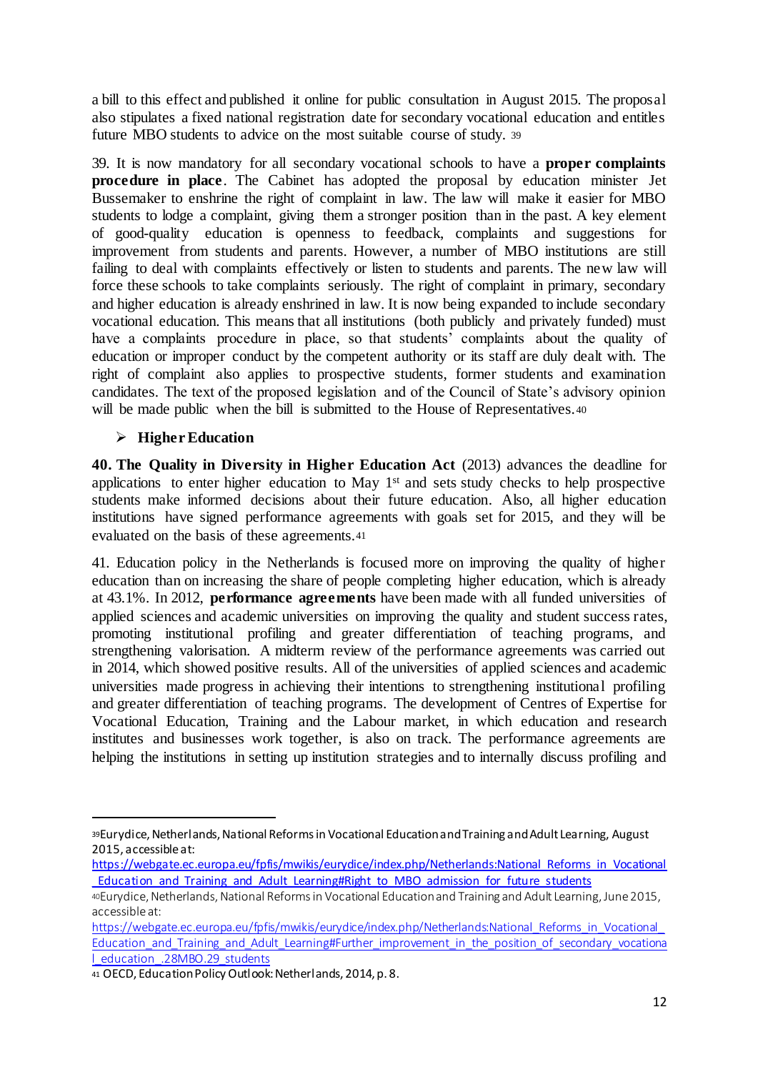a bill to this effect and published it online for public consultation in August 2015. The proposal also stipulates a fixed national registration date for secondary vocational education and entitles future MBO students to advice on the most suitable course of study. [39]

39. It is now mandatory for all secondary vocational schools to have a **proper complaints procedure in place**. The Cabinet has adopted the proposal by education minister Jet Bussemaker to enshrine the right of complaint in law. The law will make it easier for MBO students to lodge a complaint, giving them a stronger position than in the past. A key element of good-quality education is openness to feedback, complaints and suggestions for improvement from students and parents. However, a number of MBO institutions are still failing to deal with complaints effectively or listen to students and parents. The new law will force these schools to take complaints seriously. The right of complaint in primary, secondary and higher education is already enshrined in law. It is now being expanded to include secondary vocational education. This means that all institutions (both publicly and privately funded) must have a complaints procedure in place, so that students' complaints about the quality of education or improper conduct by the competent authority or its staff are duly dealt with. The right of complaint also applies to prospective students, former students and examination candidates. The text of the proposed legislation and of the Council of State's advisory opinion will be made public when the bill is submitted to the House of Representatives. [40]

- **Higher Education**

**40. The Quality in Diversity in Higher Education Act** (2013) advances the deadline for applications to enter higher education to May 1st and sets study checks to help prospective students make informed decisions about their future education. Also, all higher education institutions have signed performance agreements with goals set for 2015, and they will be evaluated on the basis of these agreements. [41]

41. Education policy in the Netherlands is focused more on improving the quality of higher education than on increasing the share of people completing higher education, which is already at 43.1%. In 2012, **performance agreements** have been made with all funded universities of applied sciences and academic universities on improving the quality and student success rates, promoting institutional profiling and greater differentiation of teaching programs, and strengthening valorisation. A midterm review of the performance agreements was carried out in 2014, which showed positive results. All of the universities of applied sciences and academic universities made progress in achieving their intentions to strengthening institutional profiling and greater differentiation of teaching programs. The development of Centres of Expertise for Vocational Education, Training and the Labour market, in which education and research institutes and businesses work together, is also on track. The performance agreements are helping the institutions in setting up institution strategies and to internally discuss profiling and

---

[39] Eurydice, Netherlands, National Reforms in Vocational Education and Training and Adult Learning, August 2015, accessible at: https://webgate.ec.europa.eu/fpfis/mwikis/eurydice/index.php/Netherlands:National_Reforms_in_Vocational_Education_and_Training_and_Adult_Learning#Right_to_MBO_admission_for_future_students

[40] Eurydice, Netherlands, National Reforms in Vocational Education and Training and Adult Learning, June 2015, accessible at: https://webgate.ec.europa.eu/fpfis/mwikis/eurydice/index.php/Netherlands:National_Reforms_in_Vocational_Education_and_Training_and_Adult_Learning#Further_improvement_in_the_position_of_secondary_vocational_education_.28MBO.29_students

[41] OECD, Education Policy Outlook: Netherlands, 2014, p. 8.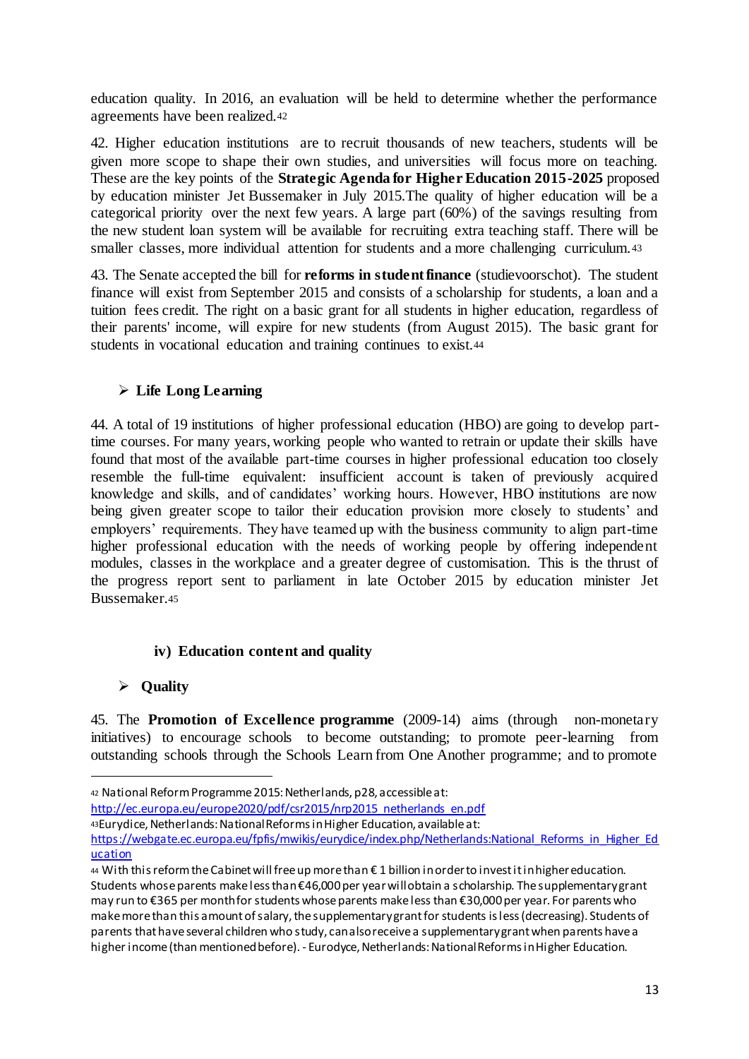education quality. In 2016, an evaluation will be held to determine whether the performance agreements have been realized.[42]

42. Higher education institutions are to recruit thousands of new teachers, students will be given more scope to shape their own studies, and universities will focus more on teaching. These are the key points of the **Strategic Agenda for Higher Education 2015-2025** proposed by education minister Jet Bussemaker in July 2015.The quality of higher education will be a categorical priority over the next few years. A large part (60%) of the savings resulting from the new student loan system will be available for recruiting extra teaching staff. There will be smaller classes, more individual attention for students and a more challenging curriculum.[43]

43. The Senate accepted the bill for **reforms in student finance** (studievoorschot). The student finance will exist from September 2015 and consists of a scholarship for students, a loan and a tuition fees credit. The right on a basic grant for all students in higher education, regardless of their parents' income, will expire for new students (from August 2015). The basic grant for students in vocational education and training continues to exist.[44]

- **Life Long Learning**

44. A total of 19 institutions of higher professional education (HBO) are going to develop part-time courses. For many years, working people who wanted to retrain or update their skills have found that most of the available part-time courses in higher professional education too closely resemble the full-time equivalent: insufficient account is taken of previously acquired knowledge and skills, and of candidates' working hours. However, HBO institutions are now being given greater scope to tailor their education provision more closely to students' and employers' requirements. They have teamed up with the business community to align part-time higher professional education with the needs of working people by offering independent modules, classes in the workplace and a greater degree of customisation. This is the thrust of the progress report sent to parliament in late October 2015 by education minister Jet Bussemaker.[45]

### iv) Education content and quality

- **Quality**

45. The **Promotion of Excellence programme** (2009-14) aims (through non-monetary initiatives) to encourage schools to become outstanding; to promote peer-learning from outstanding schools through the Schools Learn from One Another programme; and to promote

---

[42] National Reform Programme 2015: Netherlands, p28, accessible at: http://ec.europa.eu/europe2020/pdf/csr2015/nrp2015_netherlands_en.pdf

[43] Eurydice, Netherlands: National Reforms in Higher Education, available at: https://webgate.ec.europa.eu/fpfis/mwikis/eurydice/index.php/Netherlands:National_Reforms_in_Higher_Education

[44] With this reform the Cabinet will free up more than € 1 billion in order to invest it in higher education. Students whose parents make less than €46,000 per year will obtain a scholarship. The supplementary grant may run to €365 per month for students whose parents make less than €30,000 per year. For parents who make more than this amount of salary, the supplementary grant for students is less (decreasing). Students of parents that have several children who study, can also receive a supplementary grant when parents have a higher income (than mentioned before). - Eurodyce, Netherlands: National Reforms in Higher Education.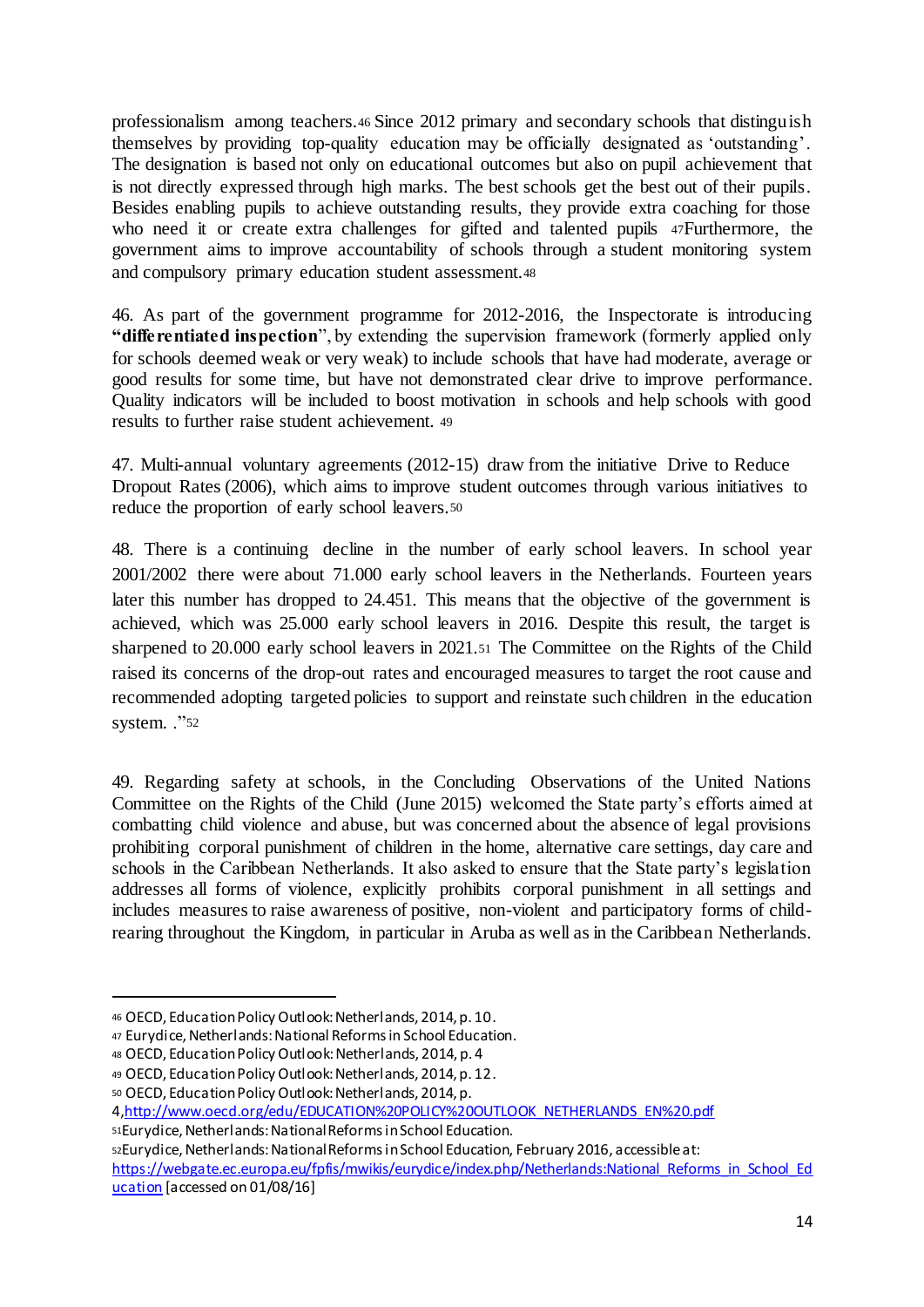professionalism among teachers.[46] Since 2012 primary and secondary schools that distinguish themselves by providing top-quality education may be officially designated as 'outstanding'. The designation is based not only on educational outcomes but also on pupil achievement that is not directly expressed through high marks. The best schools get the best out of their pupils. Besides enabling pupils to achieve outstanding results, they provide extra coaching for those who need it or create extra challenges for gifted and talented pupils [47]Furthermore, the government aims to improve accountability of schools through a student monitoring system and compulsory primary education student assessment.[48]

46. As part of the government programme for 2012-2016, the Inspectorate is introducing **"differentiated inspection"**, by extending the supervision framework (formerly applied only for schools deemed weak or very weak) to include schools that have had moderate, average or good results for some time, but have not demonstrated clear drive to improve performance. Quality indicators will be included to boost motivation in schools and help schools with good results to further raise student achievement. [49]

47. Multi-annual voluntary agreements (2012-15) draw from the initiative Drive to Reduce Dropout Rates (2006), which aims to improve student outcomes through various initiatives to reduce the proportion of early school leavers.[50]

48. There is a continuing decline in the number of early school leavers. In school year 2001/2002 there were about 71.000 early school leavers in the Netherlands. Fourteen years later this number has dropped to 24.451. This means that the objective of the government is achieved, which was 25.000 early school leavers in 2016. Despite this result, the target is sharpened to 20.000 early school leavers in 2021.[51] The Committee on the Rights of the Child raised its concerns of the drop-out rates and encouraged measures to target the root cause and recommended adopting targeted policies to support and reinstate such children in the education system. ."[52]

49. Regarding safety at schools, in the Concluding Observations of the United Nations Committee on the Rights of the Child (June 2015) welcomed the State party's efforts aimed at combatting child violence and abuse, but was concerned about the absence of legal provisions prohibiting corporal punishment of children in the home, alternative care settings, day care and schools in the Caribbean Netherlands. It also asked to ensure that the State party's legislation addresses all forms of violence, explicitly prohibits corporal punishment in all settings and includes measures to raise awareness of positive, non-violent and participatory forms of child-rearing throughout the Kingdom, in particular in Aruba as well as in the Caribbean Netherlands.

---

[46] OECD, Education Policy Outlook: Netherlands, 2014, p. 10.

[47] Eurydice, Netherlands: National Reforms in School Education.

[48] OECD, Education Policy Outlook: Netherlands, 2014, p. 4

[49] OECD, Education Policy Outlook: Netherlands, 2014, p. 12.

[50] OECD, Education Policy Outlook: Netherlands, 2014, p. 4,http://www.oecd.org/edu/EDUCATION%20POLICY%20OUTLOOK_NETHERLANDS_EN%20.pdf

[51] Eurydice, Netherlands: National Reforms in School Education.

[52] Eurydice, Netherlands: National Reforms in School Education, February 2016, accessible at: https://webgate.ec.europa.eu/fpfis/mwikis/eurydice/index.php/Netherlands:National_Reforms_in_School_Education [accessed on 01/08/16]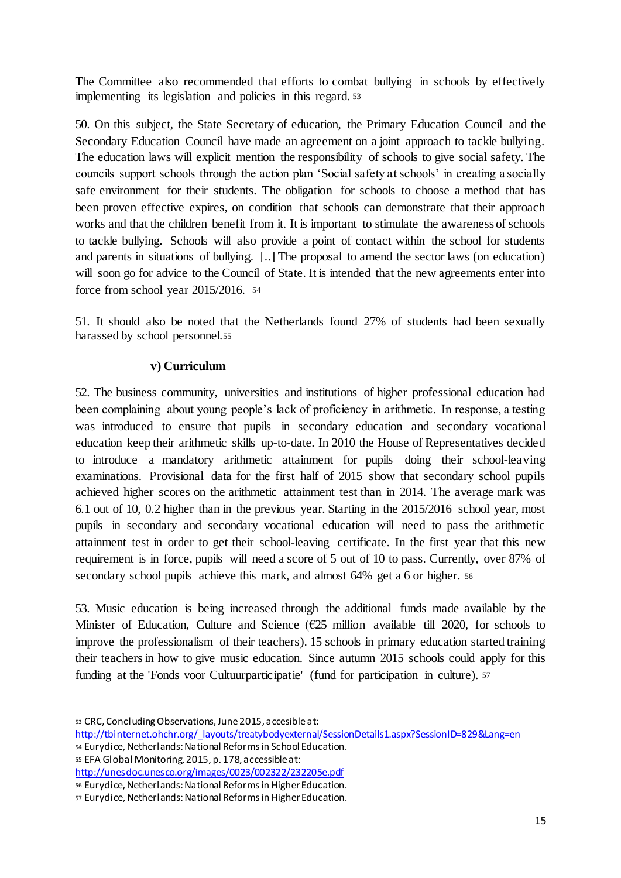The Committee also recommended that efforts to combat bullying in schools by effectively implementing its legislation and policies in this regard. [53]

50. On this subject, the State Secretary of education, the Primary Education Council and the Secondary Education Council have made an agreement on a joint approach to tackle bullying. The education laws will explicit mention the responsibility of schools to give social safety. The councils support schools through the action plan 'Social safety at schools' in creating a socially safe environment for their students. The obligation for schools to choose a method that has been proven effective expires, on condition that schools can demonstrate that their approach works and that the children benefit from it. It is important to stimulate the awareness of schools to tackle bullying. Schools will also provide a point of contact within the school for students and parents in situations of bullying. [..] The proposal to amend the sector laws (on education) will soon go for advice to the Council of State. It is intended that the new agreements enter into force from school year 2015/2016. [54]

51. It should also be noted that the Netherlands found 27% of students had been sexually harassed by school personnel.[55]

### v) Curriculum

52. The business community, universities and institutions of higher professional education had been complaining about young people's lack of proficiency in arithmetic. In response, a testing was introduced to ensure that pupils in secondary education and secondary vocational education keep their arithmetic skills up-to-date. In 2010 the House of Representatives decided to introduce a mandatory arithmetic attainment for pupils doing their school-leaving examinations. Provisional data for the first half of 2015 show that secondary school pupils achieved higher scores on the arithmetic attainment test than in 2014. The average mark was 6.1 out of 10, 0.2 higher than in the previous year. Starting in the 2015/2016 school year, most pupils in secondary and secondary vocational education will need to pass the arithmetic attainment test in order to get their school-leaving certificate. In the first year that this new requirement is in force, pupils will need a score of 5 out of 10 to pass. Currently, over 87% of secondary school pupils achieve this mark, and almost 64% get a 6 or higher. [56]

53. Music education is being increased through the additional funds made available by the Minister of Education, Culture and Science (€25 million available till 2020, for schools to improve the professionalism of their teachers). 15 schools in primary education started training their teachers in how to give music education. Since autumn 2015 schools could apply for this funding at the 'Fonds voor Cultuurparticipatie' (fund for participation in culture). [57]

---

[53] CRC, Concluding Observations, June 2015, accesible at: http://tbinternet.ohchr.org/_layouts/treatybodyexternal/SessionDetails1.aspx?SessionID=829&Lang=en

[54] Eurydice, Netherlands: National Reforms in School Education.

[55] EFA Global Monitoring, 2015, p. 178, accessible at: http://unesdoc.unesco.org/images/0023/002322/232205e.pdf

[56] Eurydice, Netherlands: National Reforms in Higher Education.

[57] Eurydice, Netherlands: National Reforms in Higher Education.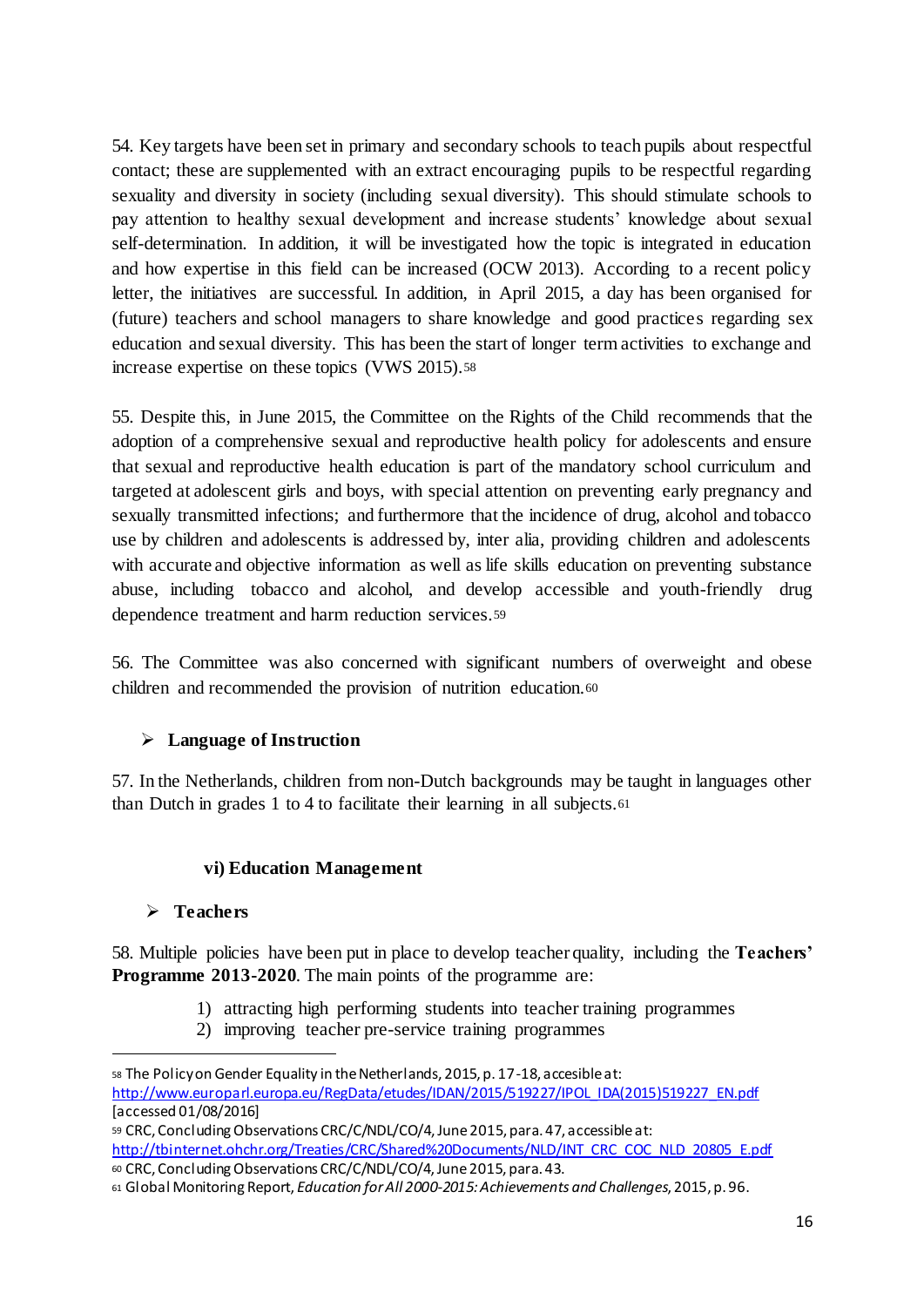54. Key targets have been set in primary and secondary schools to teach pupils about respectful contact; these are supplemented with an extract encouraging pupils to be respectful regarding sexuality and diversity in society (including sexual diversity). This should stimulate schools to pay attention to healthy sexual development and increase students' knowledge about sexual self-determination. In addition, it will be investigated how the topic is integrated in education and how expertise in this field can be increased (OCW 2013). According to a recent policy letter, the initiatives are successful. In addition, in April 2015, a day has been organised for (future) teachers and school managers to share knowledge and good practices regarding sex education and sexual diversity. This has been the start of longer term activities to exchange and increase expertise on these topics (VWS 2015).[58]

55. Despite this, in June 2015, the Committee on the Rights of the Child recommends that the adoption of a comprehensive sexual and reproductive health policy for adolescents and ensure that sexual and reproductive health education is part of the mandatory school curriculum and targeted at adolescent girls and boys, with special attention on preventing early pregnancy and sexually transmitted infections; and furthermore that the incidence of drug, alcohol and tobacco use by children and adolescents is addressed by, inter alia, providing children and adolescents with accurate and objective information as well as life skills education on preventing substance abuse, including tobacco and alcohol, and develop accessible and youth-friendly drug dependence treatment and harm reduction services.[59]

56. The Committee was also concerned with significant numbers of overweight and obese children and recommended the provision of nutrition education.[60]

- **Language of Instruction**

57. In the Netherlands, children from non-Dutch backgrounds may be taught in languages other than Dutch in grades 1 to 4 to facilitate their learning in all subjects.[61]

### vi) Education Management

- **Teachers**

58. Multiple policies have been put in place to develop teacher quality, including the **Teachers' Programme 2013-2020**. The main points of the programme are:

1) attracting high performing students into teacher training programmes
2) improving teacher pre-service training programmes

---

[58] The Policy on Gender Equality in the Netherlands, 2015, p. 17-18, accesible at: http://www.europarl.europa.eu/RegData/etudes/IDAN/2015/519227/IPOL_IDA(2015)519227_EN.pdf [accessed 01/08/2016]

[59] CRC, Concluding Observations CRC/C/NDL/CO/4, June 2015, para. 47, accessible at: http://tbinternet.ohchr.org/Treaties/CRC/Shared%20Documents/NLD/INT_CRC_COC_NLD_20805_E.pdf

[60] CRC, Concluding Observations CRC/C/NDL/CO/4, June 2015, para. 43.

[61] Global Monitoring Report, *Education for All 2000-2015: Achievements and Challenges*, 2015, p. 96.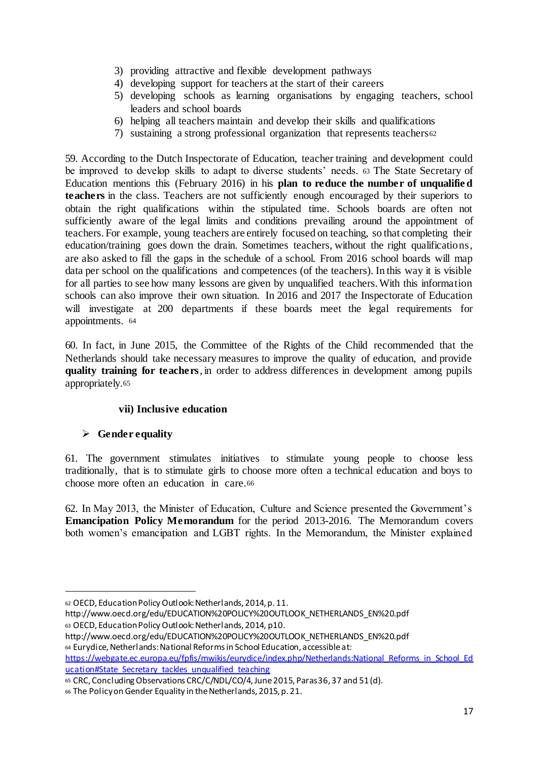3) providing attractive and flexible development pathways
4) developing support for teachers at the start of their careers
5) developing schools as learning organisations by engaging teachers, school leaders and school boards
6) helping all teachers maintain and develop their skills and qualifications
7) sustaining a strong professional organization that represents teachers[62]

59. According to the Dutch Inspectorate of Education, teacher training and development could be improved to develop skills to adapt to diverse students' needs. [63] The State Secretary of Education mentions this (February 2016) in his **plan to reduce the number of unqualified teachers** in the class. Teachers are not sufficiently enough encouraged by their superiors to obtain the right qualifications within the stipulated time. Schools boards are often not sufficiently aware of the legal limits and conditions prevailing around the appointment of teachers. For example, young teachers are entirely focused on teaching, so that completing their education/training goes down the drain. Sometimes teachers, without the right qualifications, are also asked to fill the gaps in the schedule of a school. From 2016 school boards will map data per school on the qualifications and competences (of the teachers). In this way it is visible for all parties to see how many lessons are given by unqualified teachers. With this information schools can also improve their own situation. In 2016 and 2017 the Inspectorate of Education will investigate at 200 departments if these boards meet the legal requirements for appointments. [64]

60. In fact, in June 2015, the Committee of the Rights of the Child recommended that the Netherlands should take necessary measures to improve the quality of education, and provide **quality training for teachers**, in order to address differences in development among pupils appropriately.[65]

### vii) Inclusive education

- **Gender equality**

61. The government stimulates initiatives to stimulate young people to choose less traditionally, that is to stimulate girls to choose more often a technical education and boys to choose more often an education in care.[66]

62. In May 2013, the Minister of Education, Culture and Science presented the Government's **Emancipation Policy Memorandum** for the period 2013-2016. The Memorandum covers both women's emancipation and LGBT rights. In the Memorandum, the Minister explained

---

[62] OECD, Education Policy Outlook: Netherlands, 2014, p. 11.
http://www.oecd.org/edu/EDUCATION%20POLICY%20OUTLOOK_NETHERLANDS_EN%20.pdf

[63] OECD, Education Policy Outlook: Netherlands, 2014, p10.
http://www.oecd.org/edu/EDUCATION%20POLICY%20OUTLOOK_NETHERLANDS_EN%20.pdf

[64] Eurydice, Netherlands: National Reforms in School Education, accessible at:
https://webgate.ec.europa.eu/fpfis/mwikis/eurydice/index.php/Netherlands:National_Reforms_in_School_Education#State_Secretary_tackles_unqualified_teaching

[65] CRC, Concluding Observations CRC/C/NDL/CO/4, June 2015, Paras 36, 37 and 51 (d).

[66] The Policy on Gender Equality in the Netherlands, 2015, p. 21.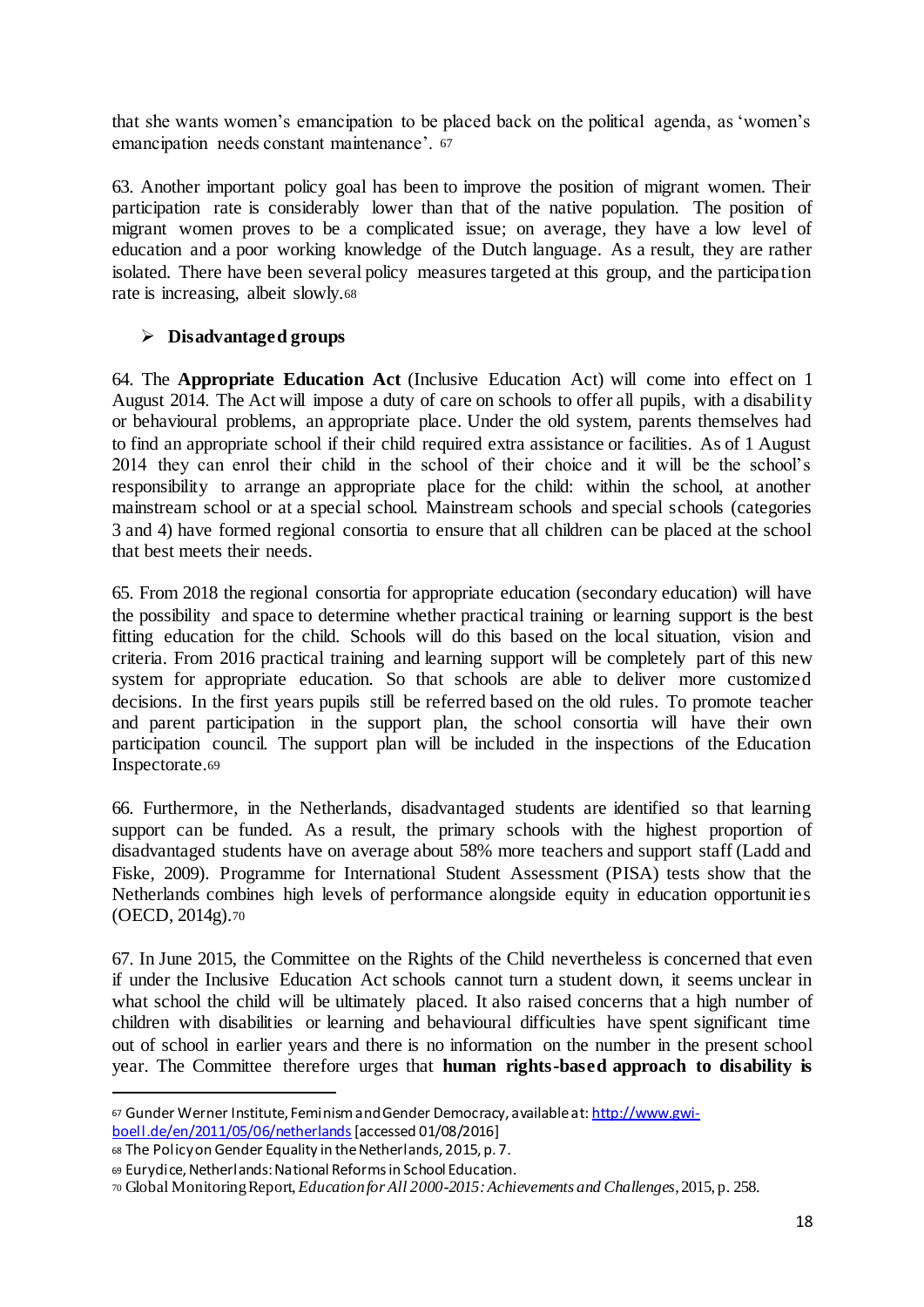that she wants women's emancipation to be placed back on the political agenda, as 'women's emancipation needs constant maintenance'. [67]

63. Another important policy goal has been to improve the position of migrant women. Their participation rate is considerably lower than that of the native population. The position of migrant women proves to be a complicated issue; on average, they have a low level of education and a poor working knowledge of the Dutch language. As a result, they are rather isolated. There have been several policy measures targeted at this group, and the participation rate is increasing, albeit slowly.[68]

- **Disadvantaged groups**

64. The **Appropriate Education Act** (Inclusive Education Act) will come into effect on 1 August 2014. The Act will impose a duty of care on schools to offer all pupils, with a disability or behavioural problems, an appropriate place. Under the old system, parents themselves had to find an appropriate school if their child required extra assistance or facilities. As of 1 August 2014 they can enrol their child in the school of their choice and it will be the school's responsibility to arrange an appropriate place for the child: within the school, at another mainstream school or at a special school. Mainstream schools and special schools (categories 3 and 4) have formed regional consortia to ensure that all children can be placed at the school that best meets their needs.

65. From 2018 the regional consortia for appropriate education (secondary education) will have the possibility and space to determine whether practical training or learning support is the best fitting education for the child. Schools will do this based on the local situation, vision and criteria. From 2016 practical training and learning support will be completely part of this new system for appropriate education. So that schools are able to deliver more customized decisions. In the first years pupils still be referred based on the old rules. To promote teacher and parent participation in the support plan, the school consortia will have their own participation council. The support plan will be included in the inspections of the Education Inspectorate.[69]

66. Furthermore, in the Netherlands, disadvantaged students are identified so that learning support can be funded. As a result, the primary schools with the highest proportion of disadvantaged students have on average about 58% more teachers and support staff (Ladd and Fiske, 2009). Programme for International Student Assessment (PISA) tests show that the Netherlands combines high levels of performance alongside equity in education opportunities (OECD, 2014g).[70]

67. In June 2015, the Committee on the Rights of the Child nevertheless is concerned that even if under the Inclusive Education Act schools cannot turn a student down, it seems unclear in what school the child will be ultimately placed. It also raised concerns that a high number of children with disabilities or learning and behavioural difficulties have spent significant time out of school in earlier years and there is no information on the number in the present school year. The Committee therefore urges that **human rights-based approach to disability is**

[67] Gunder Werner Institute, Feminism and Gender Democracy, available at: http://www.gwi-boell.de/en/2011/05/06/netherlands [accessed 01/08/2016]

[68] The Policy on Gender Equality in the Netherlands, 2015, p. 7.

[69] Eurydice, Netherlands: National Reforms in School Education.

[70] Global Monitoring Report, *Education for All 2000-2015: Achievements and Challenges*, 2015, p. 258.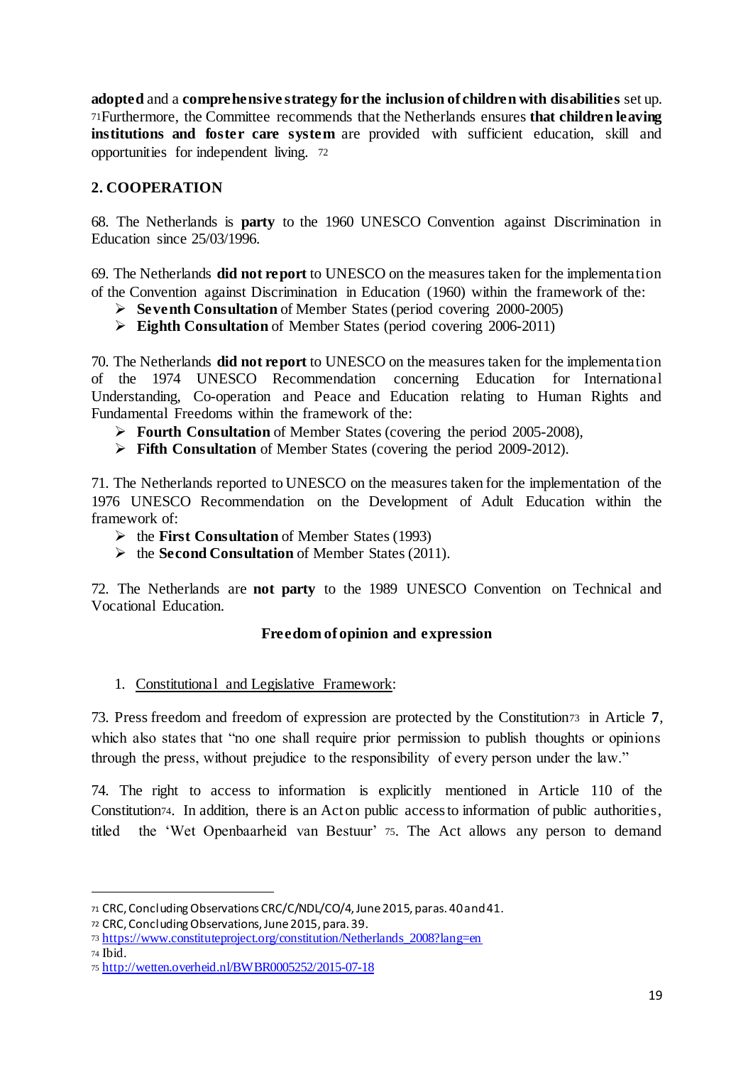**adopted** and a **comprehensive strategy for the inclusion of children with disabilities** set up.[71] Furthermore, the Committee recommends that the Netherlands ensures **that children leaving institutions and foster care system** are provided with sufficient education, skill and opportunities for independent living. [72]

## 2. COOPERATION

68. The Netherlands is **party** to the 1960 UNESCO Convention against Discrimination in Education since 25/03/1996.

69. The Netherlands **did not report** to UNESCO on the measures taken for the implementation of the Convention against Discrimination in Education (1960) within the framework of the:

- **Seventh Consultation** of Member States (period covering 2000-2005)
- **Eighth Consultation** of Member States (period covering 2006-2011)

70. The Netherlands **did not report** to UNESCO on the measures taken for the implementation of the 1974 UNESCO Recommendation concerning Education for International Understanding, Co-operation and Peace and Education relating to Human Rights and Fundamental Freedoms within the framework of the:

- **Fourth Consultation** of Member States (covering the period 2005-2008),
- **Fifth Consultation** of Member States (covering the period 2009-2012).

71. The Netherlands reported to UNESCO on the measures taken for the implementation of the 1976 UNESCO Recommendation on the Development of Adult Education within the framework of:

- the **First Consultation** of Member States (1993)
- the **Second Consultation** of Member States (2011).

72. The Netherlands are **not party** to the 1989 UNESCO Convention on Technical and Vocational Education.

## Freedom of opinion and expression

1. Constitutional and Legislative Framework:

73. Press freedom and freedom of expression are protected by the Constitution[73] in Article **7**, which also states that "no one shall require prior permission to publish thoughts or opinions through the press, without prejudice to the responsibility of every person under the law."

74. The right to access to information is explicitly mentioned in Article 110 of the Constitution[74]. In addition, there is an Act on public access to information of public authorities, titled the 'Wet Openbaarheid van Bestuur' [75]. The Act allows any person to demand

---

[71] CRC, Concluding Observations CRC/C/NDL/CO/4, June 2015, paras. 40 and 41.

[72] CRC, Concluding Observations, June 2015, para. 39.

[73] https://www.constituteproject.org/constitution/Netherlands_2008?lang=en

[74] Ibid.

[75] http://wetten.overheid.nl/BWBR0005252/2015-07-18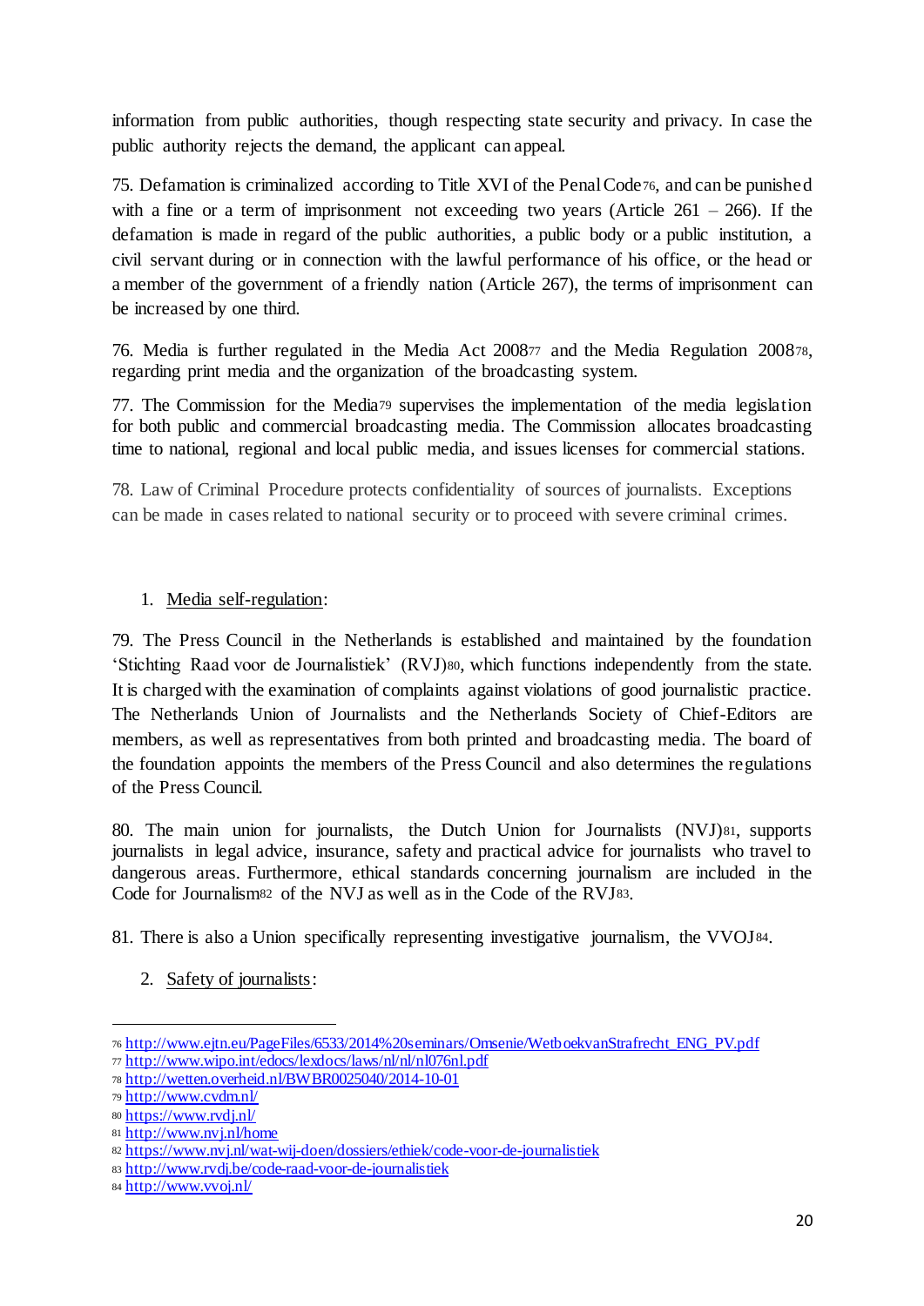information from public authorities, though respecting state security and privacy. In case the public authority rejects the demand, the applicant can appeal.

75. Defamation is criminalized according to Title XVI of the Penal Code[76], and can be punished with a fine or a term of imprisonment not exceeding two years (Article 261 – 266). If the defamation is made in regard of the public authorities, a public body or a public institution, a civil servant during or in connection with the lawful performance of his office, or the head or a member of the government of a friendly nation (Article 267), the terms of imprisonment can be increased by one third.

76. Media is further regulated in the Media Act 2008[77] and the Media Regulation 2008[78], regarding print media and the organization of the broadcasting system.

77. The Commission for the Media[79] supervises the implementation of the media legislation for both public and commercial broadcasting media. The Commission allocates broadcasting time to national, regional and local public media, and issues licenses for commercial stations.

78. Law of Criminal Procedure protects confidentiality of sources of journalists. Exceptions can be made in cases related to national security or to proceed with severe criminal crimes.

1. Media self-regulation:

79. The Press Council in the Netherlands is established and maintained by the foundation 'Stichting Raad voor de Journalistiek' (RVJ)[80], which functions independently from the state. It is charged with the examination of complaints against violations of good journalistic practice. The Netherlands Union of Journalists and the Netherlands Society of Chief-Editors are members, as well as representatives from both printed and broadcasting media. The board of the foundation appoints the members of the Press Council and also determines the regulations of the Press Council.

80. The main union for journalists, the Dutch Union for Journalists (NVJ)[81], supports journalists in legal advice, insurance, safety and practical advice for journalists who travel to dangerous areas. Furthermore, ethical standards concerning journalism are included in the Code for Journalism[82] of the NVJ as well as in the Code of the RVJ[83].

81. There is also a Union specifically representing investigative journalism, the VVOJ[84].

2. Safety of journalists:

---

76 http://www.ejtn.eu/PageFiles/6533/2014%20seminars/Omsenie/WetboekvanStrafrecht_ENG_PV.pdf
77 http://www.wipo.int/edocs/lexdocs/laws/nl/nl/nl076nl.pdf
78 http://wetten.overheid.nl/BWBR0025040/2014-10-01
79 http://www.cvdm.nl/
80 https://www.rvdj.nl/
81 http://www.nvj.nl/home
82 https://www.nvj.nl/wat-wij-doen/dossiers/ethiek/code-voor-de-journalistiek
83 http://www.rvdj.be/code-raad-voor-de-journalistiek
84 http://www.vvoj.nl/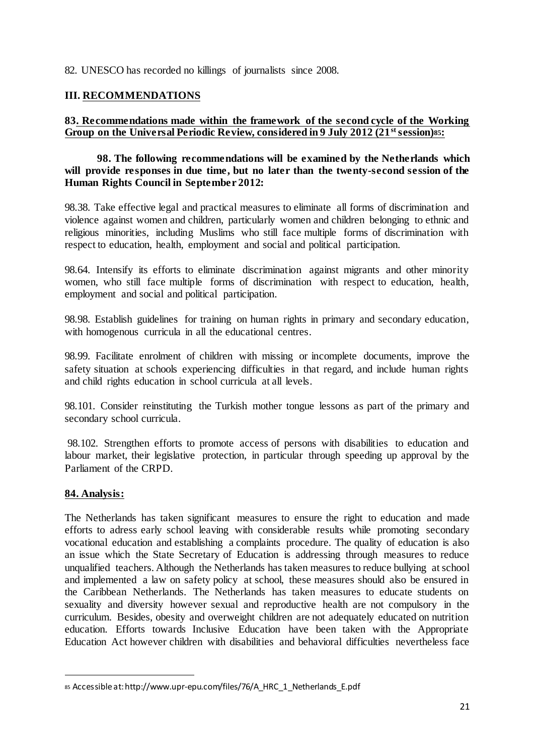82. UNESCO has recorded no killings of journalists since 2008.

## III. RECOMMENDATIONS

### 83. Recommendations made within the framework of the second cycle of the Working Group on the Universal Periodic Review, considered in 9 July 2012 (21st session)[85]:

**98. The following recommendations will be examined by the Netherlands which will provide responses in due time, but no later than the twenty-second session of the Human Rights Council in September 2012:**

98.38. Take effective legal and practical measures to eliminate all forms of discrimination and violence against women and children, particularly women and children belonging to ethnic and religious minorities, including Muslims who still face multiple forms of discrimination with respect to education, health, employment and social and political participation.

98.64. Intensify its efforts to eliminate discrimination against migrants and other minority women, who still face multiple forms of discrimination with respect to education, health, employment and social and political participation.

98.98. Establish guidelines for training on human rights in primary and secondary education, with homogenous curricula in all the educational centres.

98.99. Facilitate enrolment of children with missing or incomplete documents, improve the safety situation at schools experiencing difficulties in that regard, and include human rights and child rights education in school curricula at all levels.

98.101. Consider reinstituting the Turkish mother tongue lessons as part of the primary and secondary school curricula.

98.102. Strengthen efforts to promote access of persons with disabilities to education and labour market, their legislative protection, in particular through speeding up approval by the Parliament of the CRPD.

### 84. Analysis:

The Netherlands has taken significant measures to ensure the right to education and made efforts to adress early school leaving with considerable results while promoting secondary vocational education and establishing a complaints procedure. The quality of education is also an issue which the State Secretary of Education is addressing through measures to reduce unqualified teachers. Although the Netherlands has taken measures to reduce bullying at school and implemented a law on safety policy at school, these measures should also be ensured in the Caribbean Netherlands. The Netherlands has taken measures to educate students on sexuality and diversity however sexual and reproductive health are not compulsory in the curriculum. Besides, obesity and overweight children are not adequately educated on nutrition education. Efforts towards Inclusive Education have been taken with the Appropriate Education Act however children with disabilities and behavioral difficulties nevertheless face

[85] Accessible at: http://www.upr-epu.com/files/76/A_HRC_1_Netherlands_E.pdf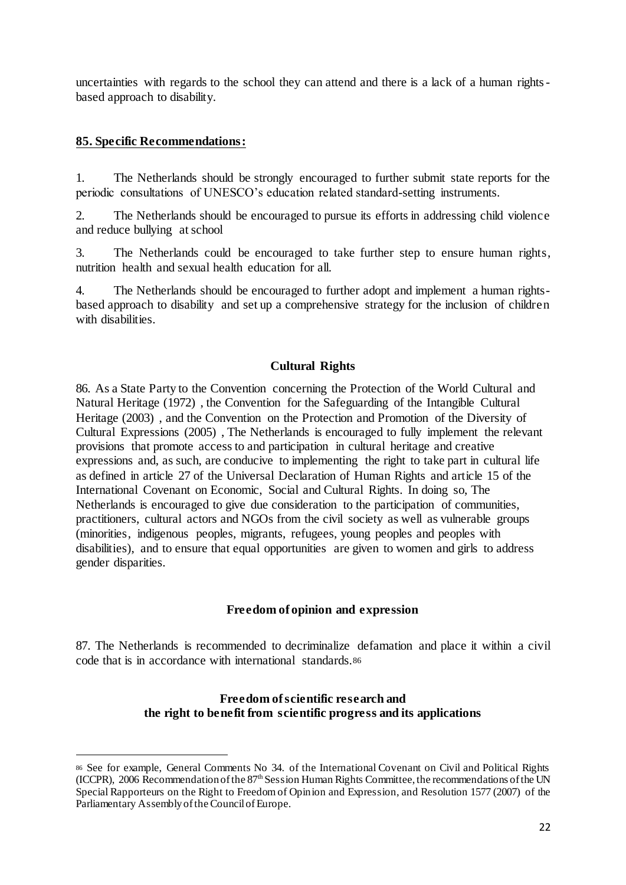uncertainties with regards to the school they can attend and there is a lack of a human rights-based approach to disability.

**85. Specific Recommendations:**

1. The Netherlands should be strongly encouraged to further submit state reports for the periodic consultations of UNESCO's education related standard-setting instruments.

2. The Netherlands should be encouraged to pursue its efforts in addressing child violence and reduce bullying at school

3. The Netherlands could be encouraged to take further step to ensure human rights, nutrition health and sexual health education for all.

4. The Netherlands should be encouraged to further adopt and implement a human rights-based approach to disability and set up a comprehensive strategy for the inclusion of children with disabilities.

## Cultural Rights

86. As a State Party to the Convention concerning the Protection of the World Cultural and Natural Heritage (1972) , the Convention for the Safeguarding of the Intangible Cultural Heritage (2003) , and the Convention on the Protection and Promotion of the Diversity of Cultural Expressions (2005) , The Netherlands is encouraged to fully implement the relevant provisions that promote access to and participation in cultural heritage and creative expressions and, as such, are conducive to implementing the right to take part in cultural life as defined in article 27 of the Universal Declaration of Human Rights and article 15 of the International Covenant on Economic, Social and Cultural Rights. In doing so, The Netherlands is encouraged to give due consideration to the participation of communities, practitioners, cultural actors and NGOs from the civil society as well as vulnerable groups (minorities, indigenous peoples, migrants, refugees, young peoples and peoples with disabilities), and to ensure that equal opportunities are given to women and girls to address gender disparities.

## Freedom of opinion and expression

87. The Netherlands is recommended to decriminalize defamation and place it within a civil code that is in accordance with international standards.[86]

## Freedom of scientific research and the right to benefit from scientific progress and its applications

[86] See for example, General Comments No 34. of the International Covenant on Civil and Political Rights (ICCPR), 2006 Recommendation of the 87th Session Human Rights Committee, the recommendations of the UN Special Rapporteurs on the Right to Freedom of Opinion and Expression, and Resolution 1577 (2007) of the Parliamentary Assembly of the Council of Europe.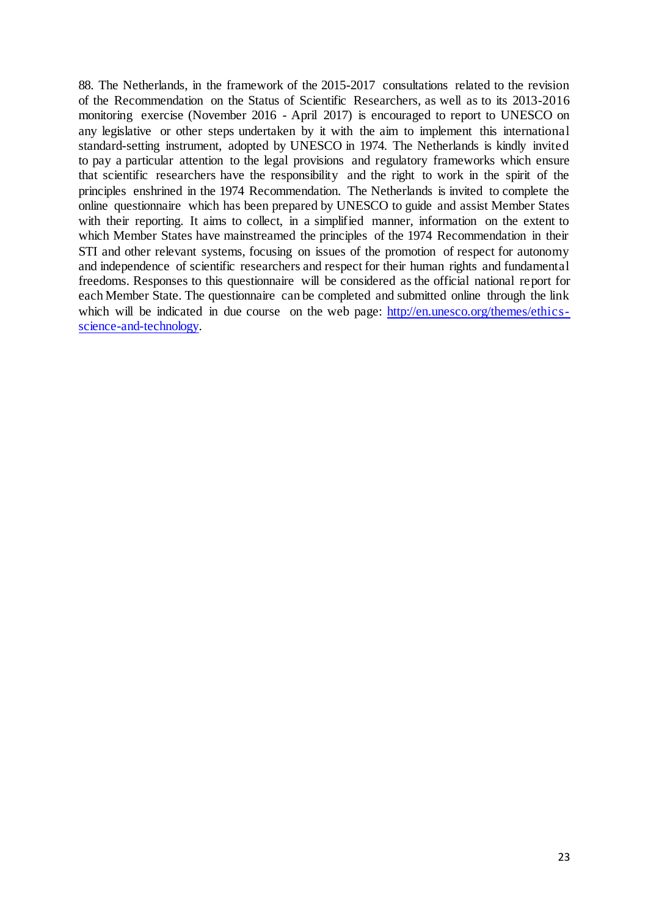88. The Netherlands, in the framework of the 2015-2017 consultations related to the revision of the Recommendation on the Status of Scientific Researchers, as well as to its 2013-2016 monitoring exercise (November 2016 - April 2017) is encouraged to report to UNESCO on any legislative or other steps undertaken by it with the aim to implement this international standard-setting instrument, adopted by UNESCO in 1974. The Netherlands is kindly invited to pay a particular attention to the legal provisions and regulatory frameworks which ensure that scientific researchers have the responsibility and the right to work in the spirit of the principles enshrined in the 1974 Recommendation. The Netherlands is invited to complete the online questionnaire which has been prepared by UNESCO to guide and assist Member States with their reporting. It aims to collect, in a simplified manner, information on the extent to which Member States have mainstreamed the principles of the 1974 Recommendation in their STI and other relevant systems, focusing on issues of the promotion of respect for autonomy and independence of scientific researchers and respect for their human rights and fundamental freedoms. Responses to this questionnaire will be considered as the official national report for each Member State. The questionnaire can be completed and submitted online through the link which will be indicated in due course on the web page: [http://en.unesco.org/themes/ethics-science-and-technology](http://en.unesco.org/themes/ethics-science-and-technology).